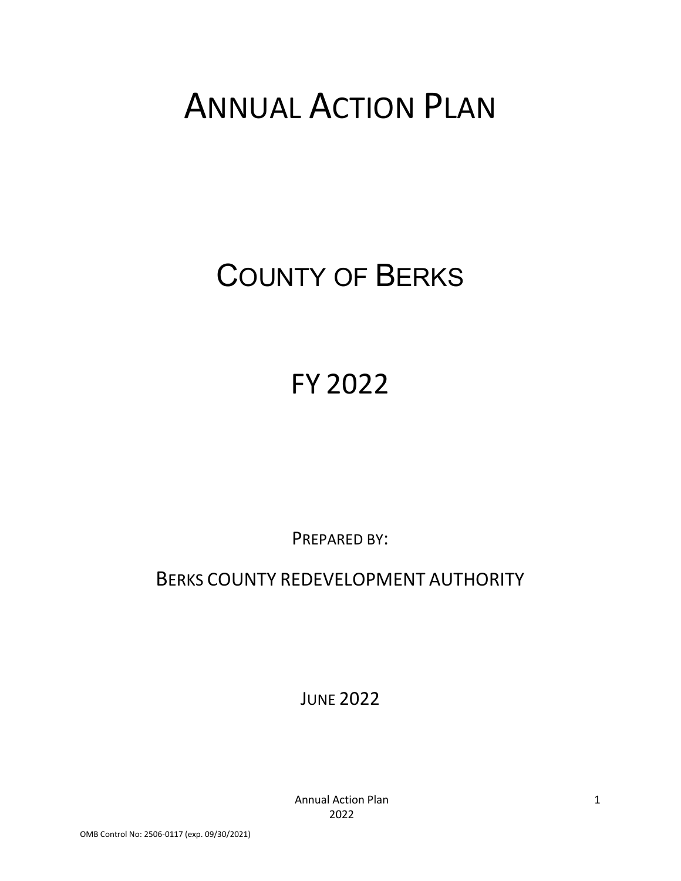# ANNUAL ACTION PLAN

# COUNTY OF BERKS

# FY 2022

PREPARED BY:

BERKS COUNTY REDEVELOPMENT AUTHORITY

JUNE 2022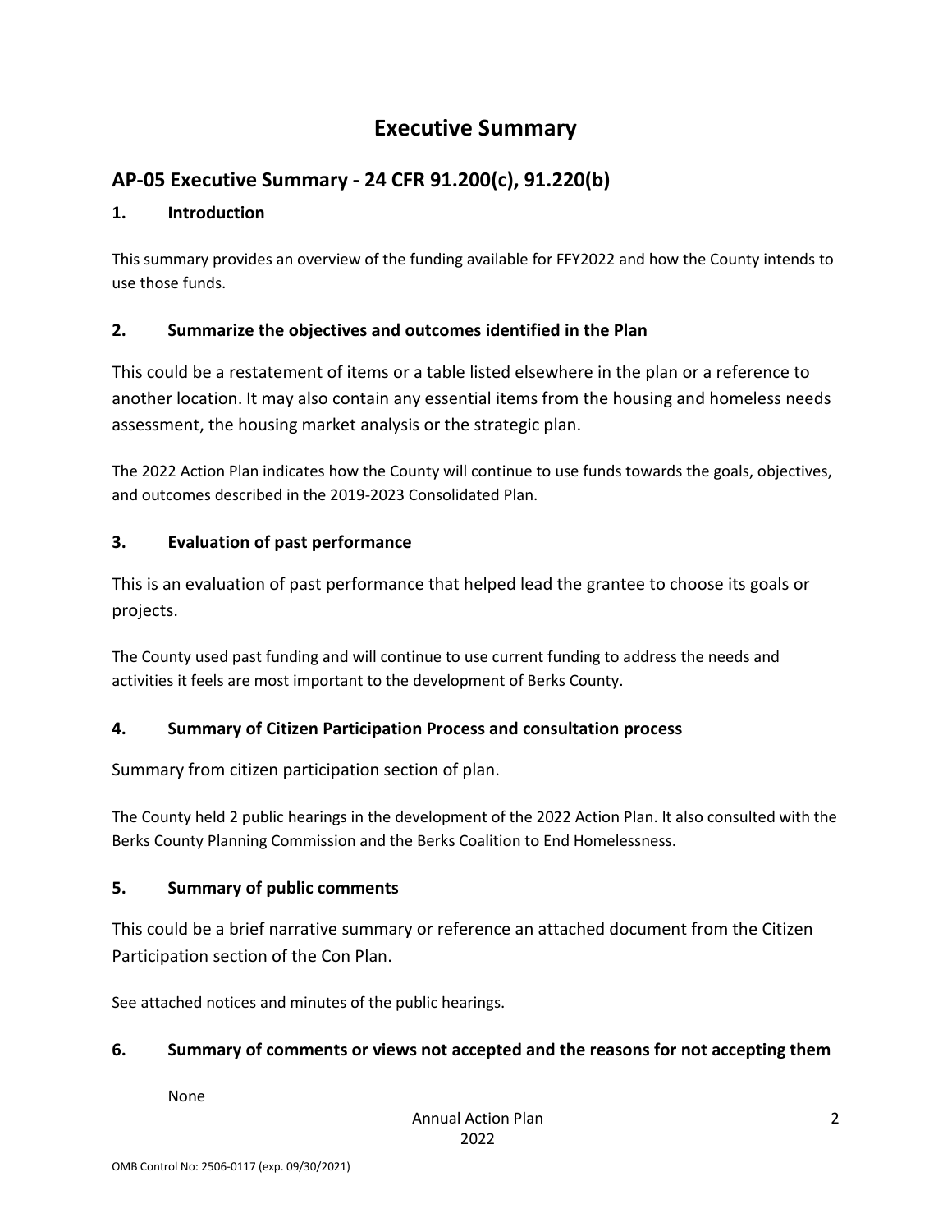# Executive Summary

## AP-05 Executive Summary - 24 CFR 91.200(c), 91.220(b)

### 1. Introduction

This summary provides an overview of the funding available for FFY2022 and how the County intends to use those funds.

### 2. Summarize the objectives and outcomes identified in the Plan

This could be a restatement of items or a table listed elsewhere in the plan or a reference to another location. It may also contain any essential items from the housing and homeless needs assessment, the housing market analysis or the strategic plan.

The 2022 Action Plan indicates how the County will continue to use funds towards the goals, objectives, and outcomes described in the 2019-2023 Consolidated Plan.

### 3. Evaluation of past performance

This is an evaluation of past performance that helped lead the grantee to choose its goals or projects.

The County used past funding and will continue to use current funding to address the needs and activities it feels are most important to the development of Berks County.

### 4. Summary of Citizen Participation Process and consultation process

Summary from citizen participation section of plan.

The County held 2 public hearings in the development of the 2022 Action Plan. It also consulted with the Berks County Planning Commission and the Berks Coalition to End Homelessness.

### 5. Summary of public comments

This could be a brief narrative summary or reference an attached document from the Citizen Participation section of the Con Plan.

See attached notices and minutes of the public hearings.

### 6. Summary of comments or views not accepted and the reasons for not accepting them

None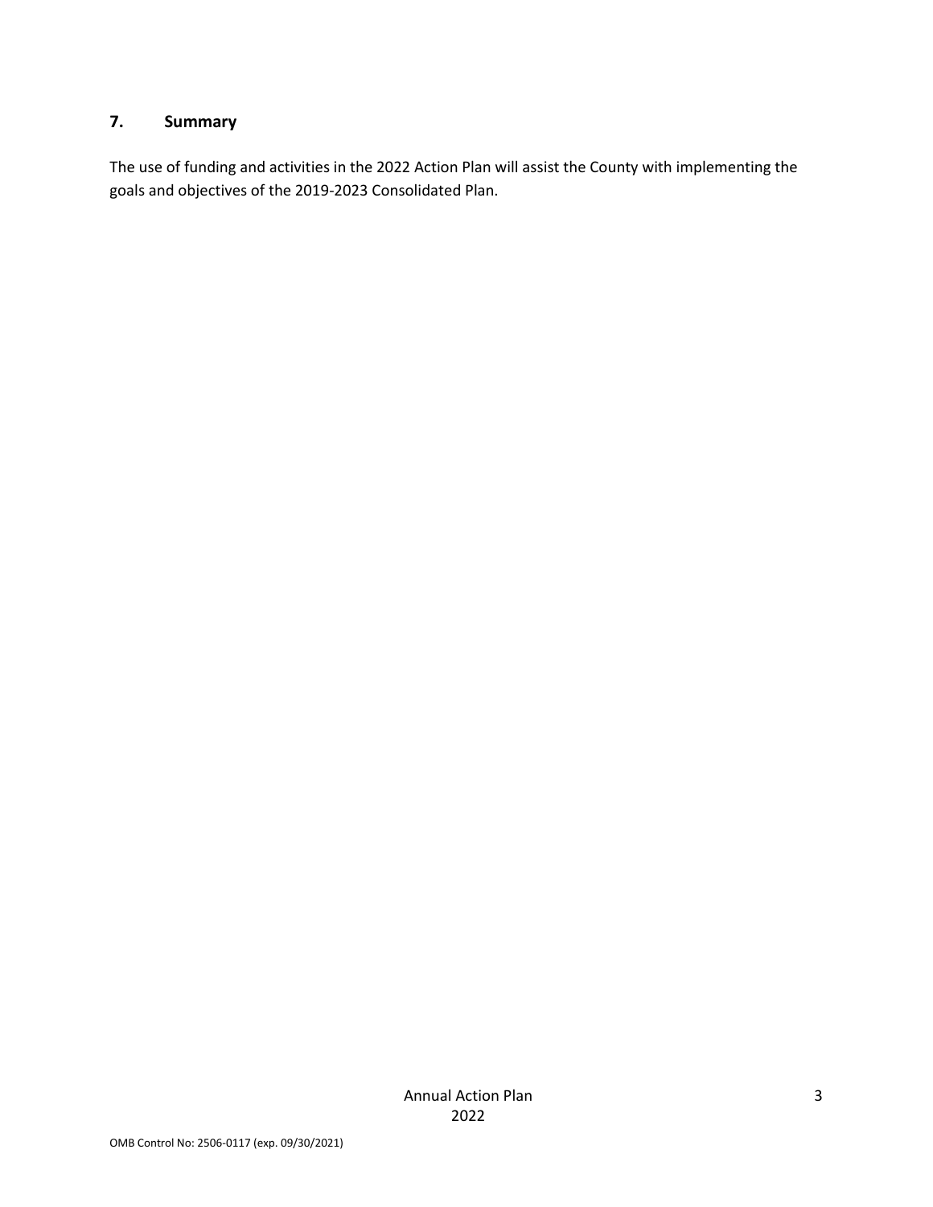### 7. Summary

The use of funding and activities in the 2022 Action Plan will assist the County with implementing the goals and objectives of the 2019-2023 Consolidated Plan.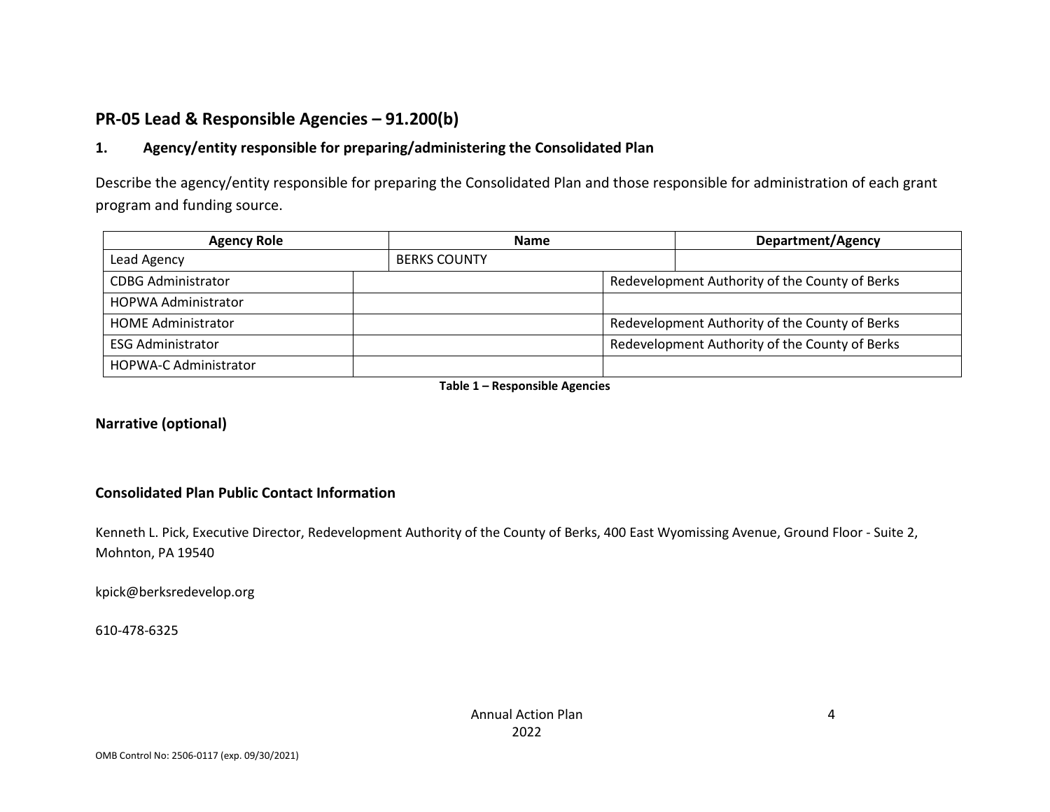## PR-05 Lead & Responsible Agencies – 91.200(b)

### 1. Agency/entity responsible for preparing/administering the Consolidated Plan

Describe the agency/entity responsible for preparing the Consolidated Plan and those responsible for administration of each grant program and funding source.

| Agency Role | Name | Department/Agency |
| --- | --- | --- |
| Lead Agency | BERKS COUNTY | |
| CDBG Administrator | | Redevelopment Authority of the County of Berks |
| HOPWA Administrator | | |
| HOME Administrator | | Redevelopment Authority of the County of Berks |
| ESG Administrator | | Redevelopment Authority of the County of Berks |
| HOPWA-C Administrator | | |

**Table 1 – Responsible Agencies**

**Narrative (optional)**

**Consolidated Plan Public Contact Information**

Kenneth L. Pick, Executive Director, Redevelopment Authority of the County of Berks, 400 East Wyomissing Avenue, Ground Floor - Suite 2, Mohnton, PA 19540

kpick@berksredevelop.org

610-478-6325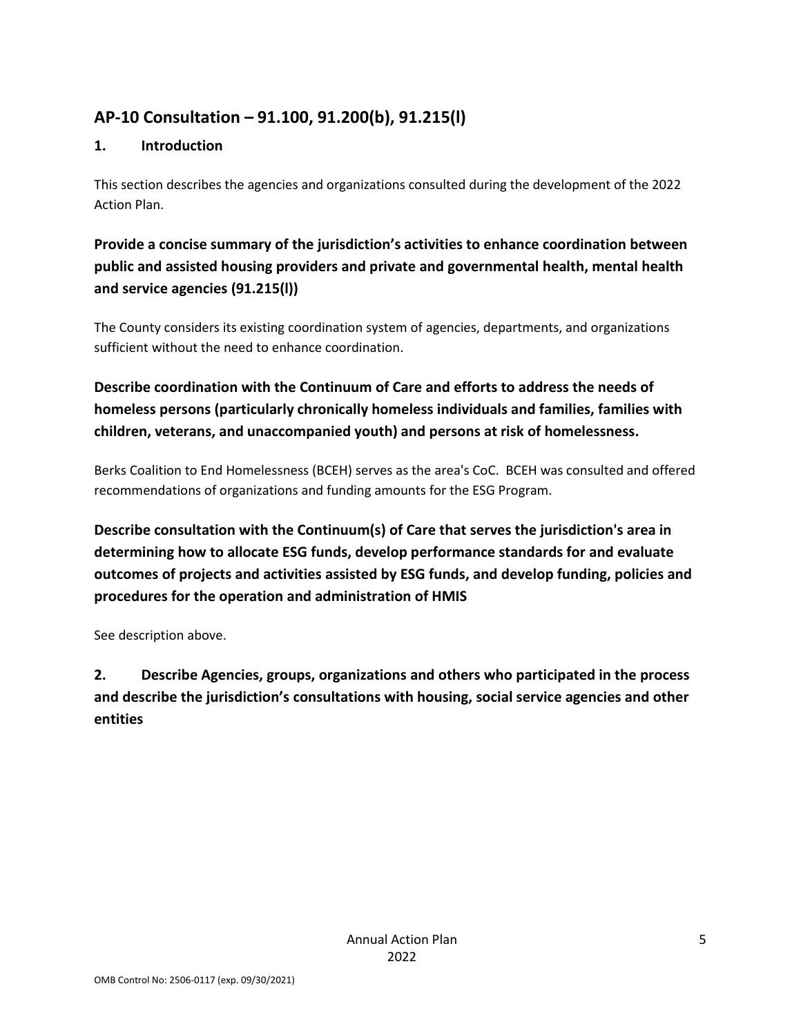## AP-10 Consultation – 91.100, 91.200(b), 91.215(l)

### 1. Introduction

This section describes the agencies and organizations consulted during the development of the 2022 Action Plan.

### Provide a concise summary of the jurisdiction's activities to enhance coordination between public and assisted housing providers and private and governmental health, mental health and service agencies (91.215(l))

The County considers its existing coordination system of agencies, departments, and organizations sufficient without the need to enhance coordination.

### Describe coordination with the Continuum of Care and efforts to address the needs of homeless persons (particularly chronically homeless individuals and families, families with children, veterans, and unaccompanied youth) and persons at risk of homelessness.

Berks Coalition to End Homelessness (BCEH) serves as the area's CoC. BCEH was consulted and offered recommendations of organizations and funding amounts for the ESG Program.

### Describe consultation with the Continuum(s) of Care that serves the jurisdiction's area in determining how to allocate ESG funds, develop performance standards for and evaluate outcomes of projects and activities assisted by ESG funds, and develop funding, policies and procedures for the operation and administration of HMIS

See description above.

### 2. Describe Agencies, groups, organizations and others who participated in the process and describe the jurisdiction's consultations with housing, social service agencies and other entities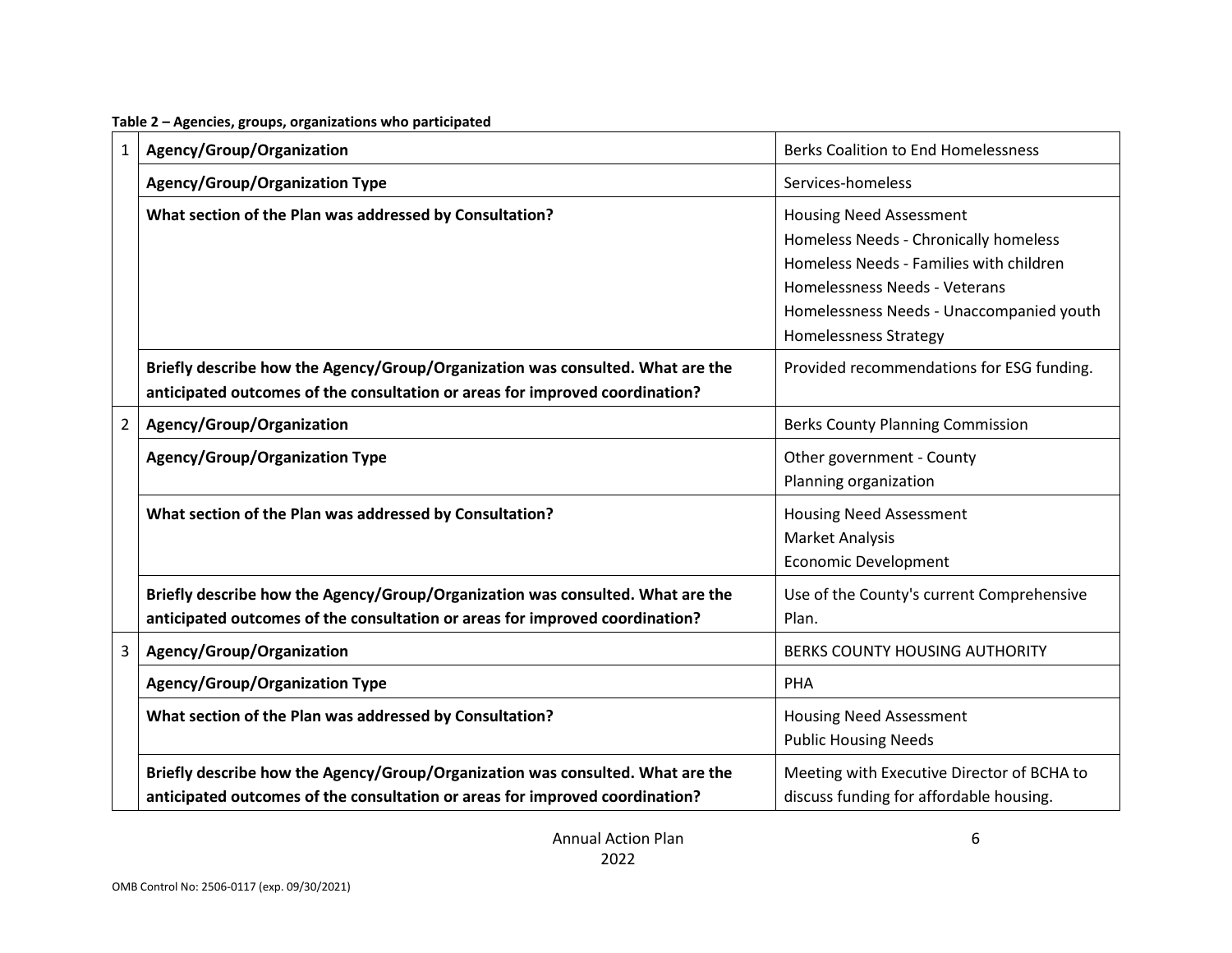**Table 2 – Agencies, groups, organizations who participated**

| | | |
|---|---|---|
| 1 | **Agency/Group/Organization** | Berks Coalition to End Homelessness |
| | **Agency/Group/Organization Type** | Services-homeless |
| | **What section of the Plan was addressed by Consultation?** | Housing Need Assessment<br>Homeless Needs - Chronically homeless<br>Homeless Needs - Families with children<br>Homelessness Needs - Veterans<br>Homelessness Needs - Unaccompanied youth<br>Homelessness Strategy |
| | **Briefly describe how the Agency/Group/Organization was consulted. What are the anticipated outcomes of the consultation or areas for improved coordination?** | Provided recommendations for ESG funding. |
| 2 | **Agency/Group/Organization** | Berks County Planning Commission |
| | **Agency/Group/Organization Type** | Other government - County<br>Planning organization |
| | **What section of the Plan was addressed by Consultation?** | Housing Need Assessment<br>Market Analysis<br>Economic Development |
| | **Briefly describe how the Agency/Group/Organization was consulted. What are the anticipated outcomes of the consultation or areas for improved coordination?** | Use of the County's current Comprehensive Plan. |
| 3 | **Agency/Group/Organization** | BERKS COUNTY HOUSING AUTHORITY |
| | **Agency/Group/Organization Type** | PHA |
| | **What section of the Plan was addressed by Consultation?** | Housing Need Assessment<br>Public Housing Needs |
| | **Briefly describe how the Agency/Group/Organization was consulted. What are the anticipated outcomes of the consultation or areas for improved coordination?** | Meeting with Executive Director of BCHA to discuss funding for affordable housing. |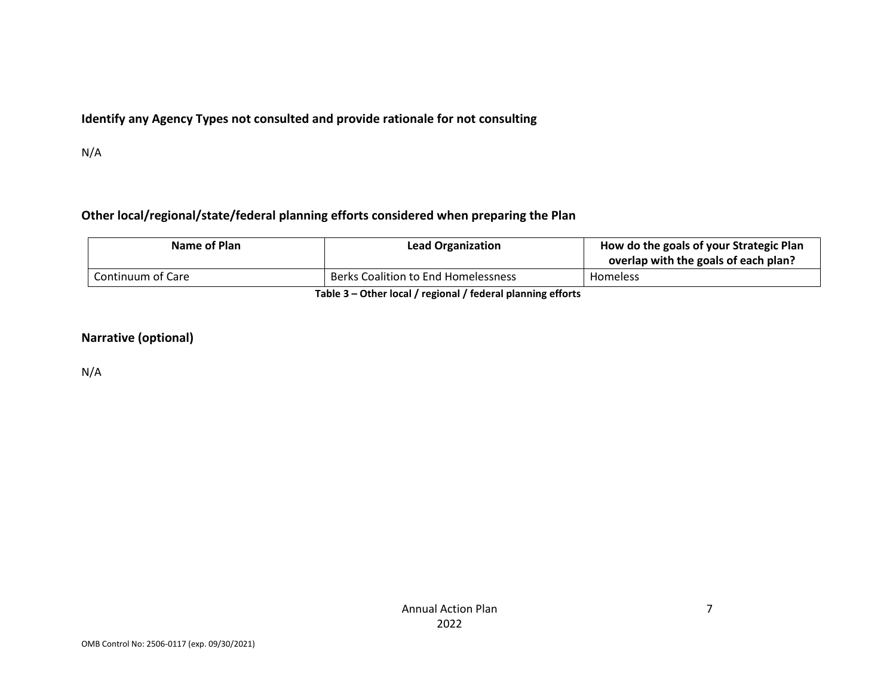### Identify any Agency Types not consulted and provide rationale for not consulting

N/A

### Other local/regional/state/federal planning efforts considered when preparing the Plan

| Name of Plan | Lead Organization | How do the goals of your Strategic Plan overlap with the goals of each plan? |
|---|---|---|
| Continuum of Care | Berks Coalition to End Homelessness | Homeless |

**Table 3 – Other local / regional / federal planning efforts**

### Narrative (optional)

N/A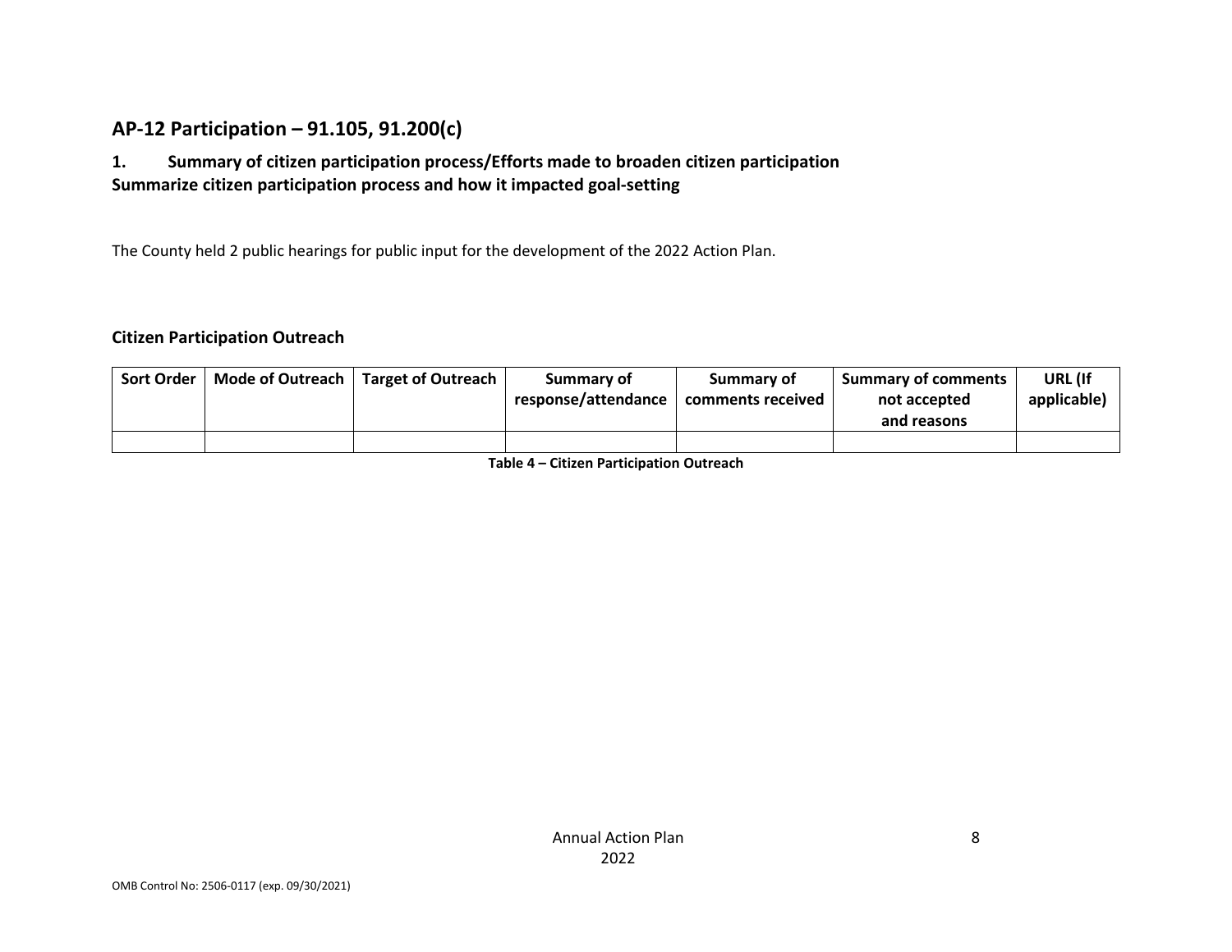## AP-12 Participation – 91.105, 91.200(c)

### 1. Summary of citizen participation process/Efforts made to broaden citizen participation

**Summarize citizen participation process and how it impacted goal-setting**

The County held 2 public hearings for public input for the development of the 2022 Action Plan.

### Citizen Participation Outreach

| Sort Order | Mode of Outreach | Target of Outreach | Summary of response/attendance | Summary of comments received | Summary of comments not accepted and reasons | URL (If applicable) |
|---|---|---|---|---|---|---|
| | | | | | | |

**Table 4 – Citizen Participation Outreach**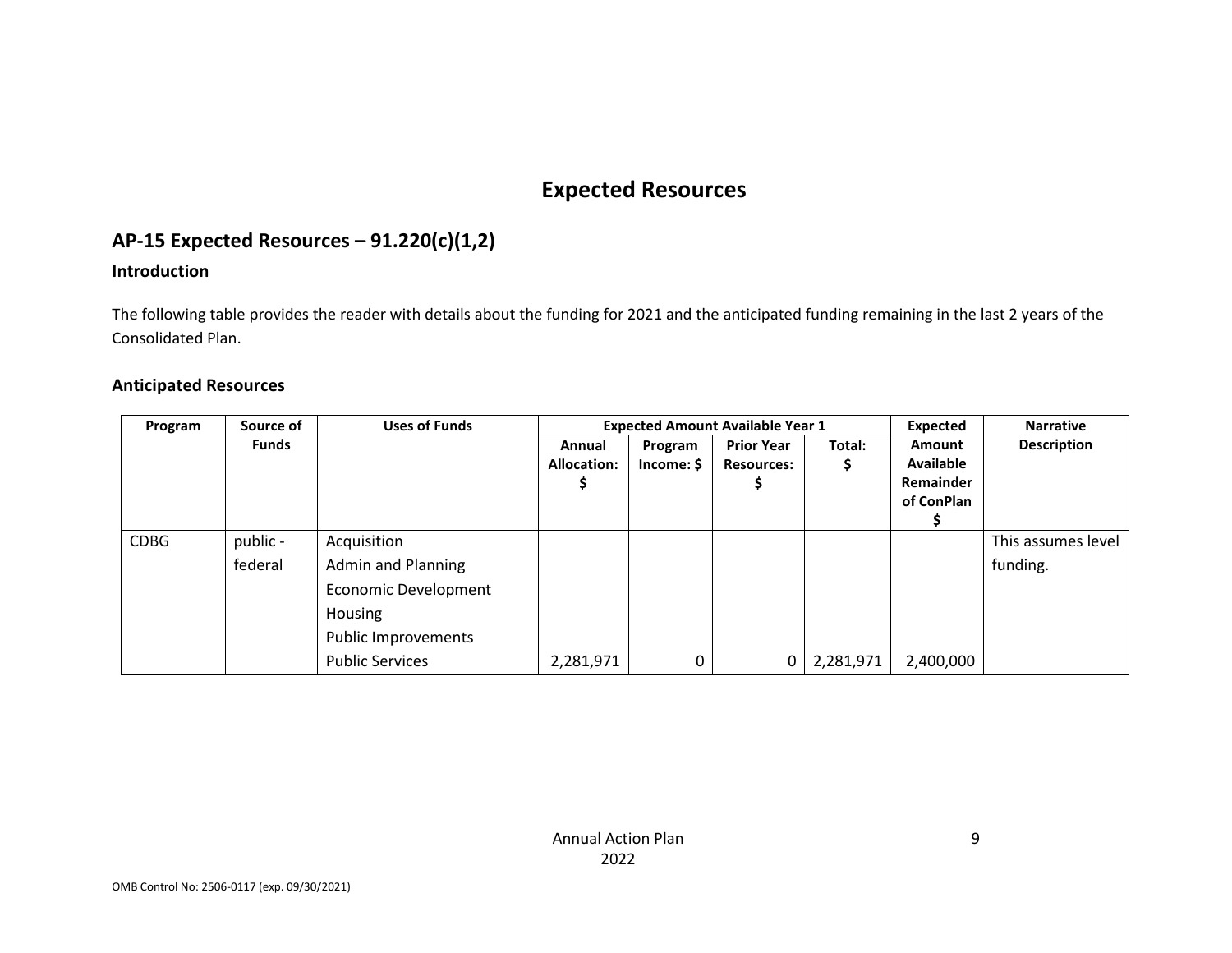# Expected Resources

## AP-15 Expected Resources – 91.220(c)(1,2)

### Introduction

The following table provides the reader with details about the funding for 2021 and the anticipated funding remaining in the last 2 years of the Consolidated Plan.

### Anticipated Resources

| Program | Source of Funds | Uses of Funds | Expected Amount Available Year 1 | | | | Expected Amount Available Remainder of ConPlan $ | Narrative Description |
|---|---|---|---|---|---|---|---|---|
| | | | Annual Allocation: $ | Program Income: $ | Prior Year Resources: $ | Total: $ | | |
| CDBG | public - federal | Acquisition<br>Admin and Planning<br>Economic Development<br>Housing<br>Public Improvements<br>Public Services | 2,281,971 | 0 | 0 | 2,281,971 | 2,400,000 | This assumes level funding. |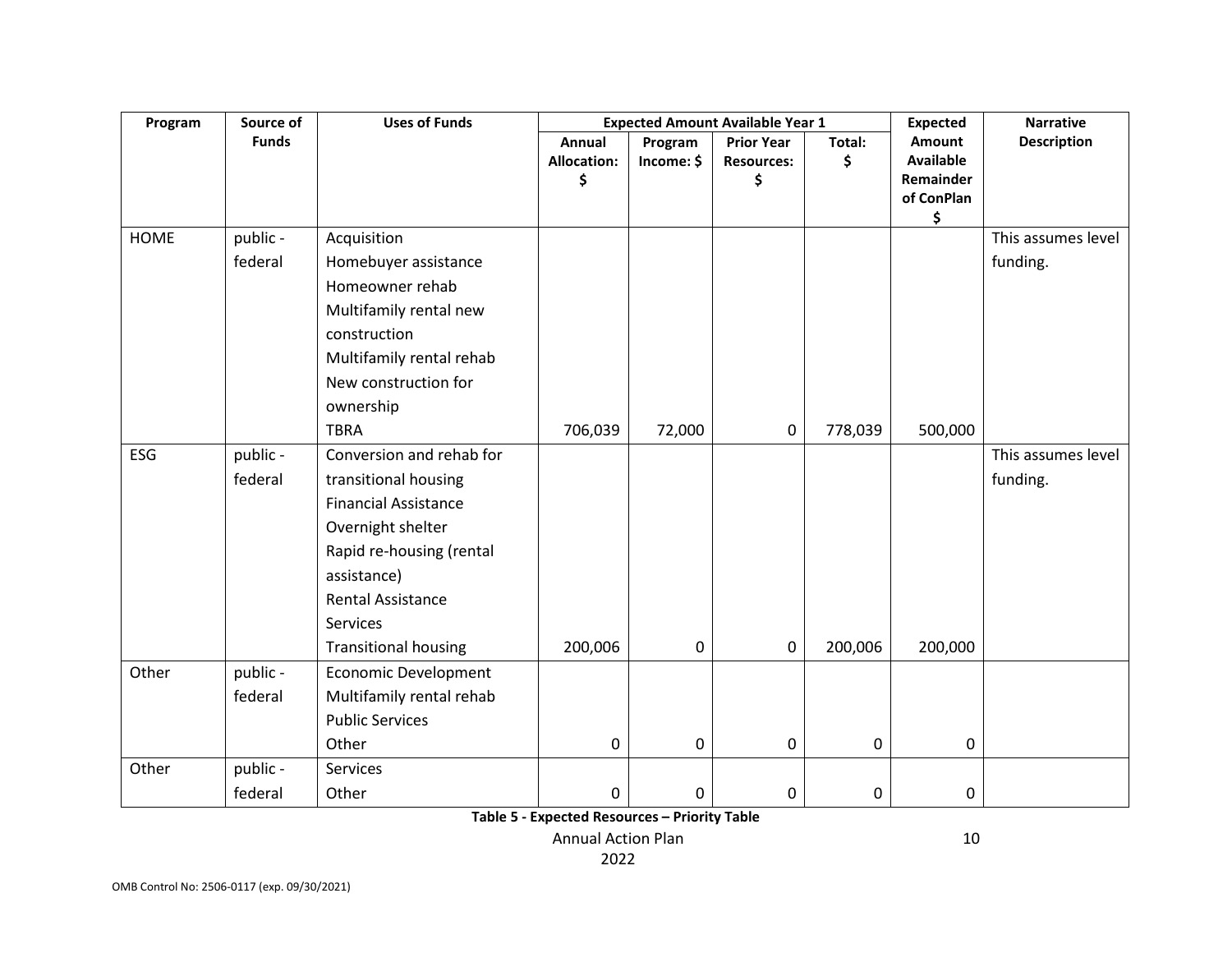| Program | Source of Funds | Uses of Funds | Expected Amount Available Year 1 | | | | Expected Amount Available Remainder of ConPlan $ | Narrative Description |
|---|---|---|---|---|---|---|---|---|
| | | | Annual Allocation: $ | Program Income: $ | Prior Year Resources: $ | Total: $ | | |
| HOME | public - federal | Acquisition<br>Homebuyer assistance<br>Homeowner rehab<br>Multifamily rental new construction<br>Multifamily rental rehab<br>New construction for ownership<br>TBRA | 706,039 | 72,000 | 0 | 778,039 | 500,000 | This assumes level funding. |
| ESG | public - federal | Conversion and rehab for transitional housing<br>Financial Assistance<br>Overnight shelter<br>Rapid re-housing (rental assistance)<br>Rental Assistance<br>Services<br>Transitional housing | 200,006 | 0 | 0 | 200,006 | 200,000 | This assumes level funding. |
| Other | public - federal | Economic Development<br>Multifamily rental rehab<br>Public Services<br>Other | 0 | 0 | 0 | 0 | 0 | |
| Other | public - federal | Services<br>Other | 0 | 0 | 0 | 0 | 0 | |

**Table 5 - Expected Resources – Priority Table**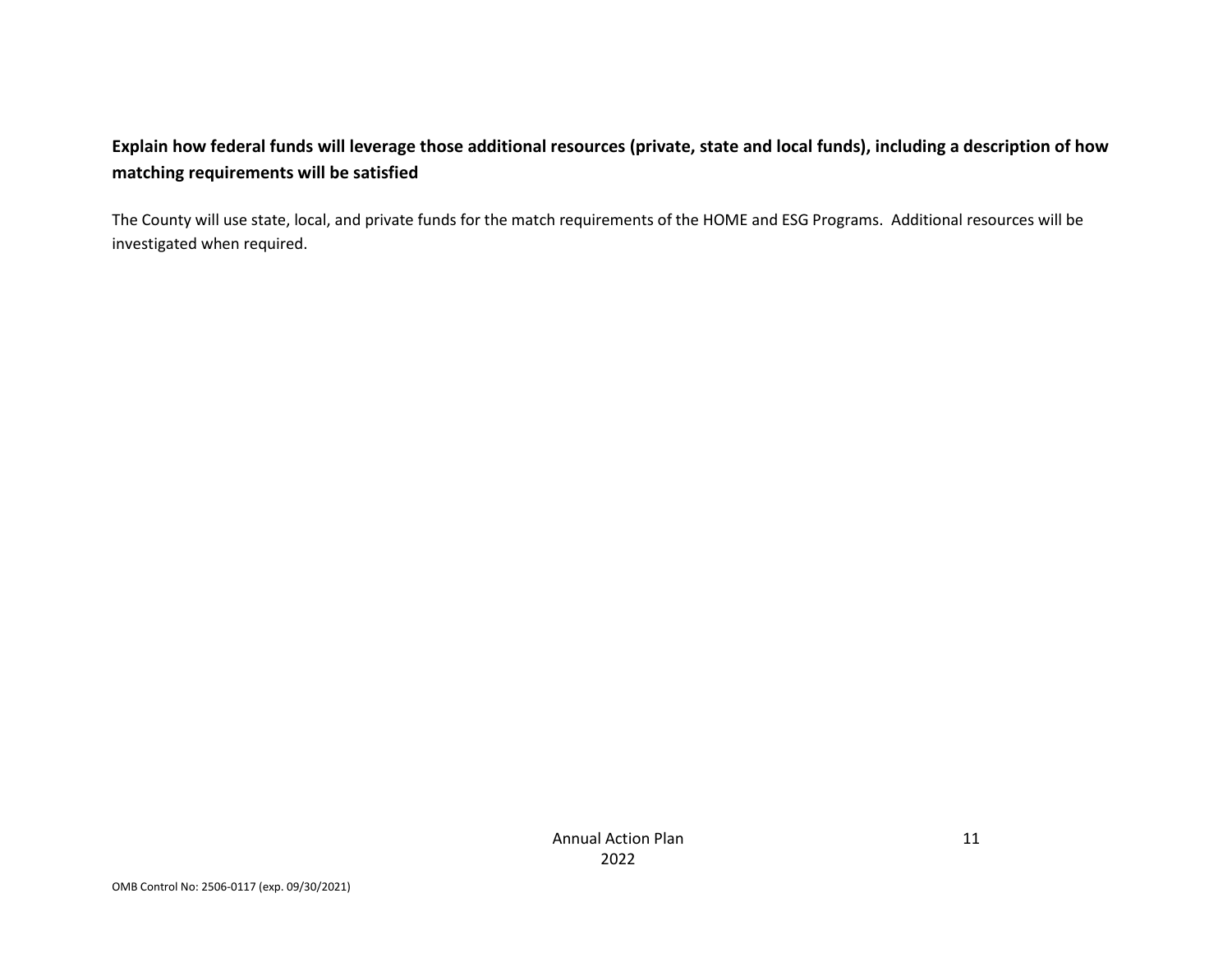**Explain how federal funds will leverage those additional resources (private, state and local funds), including a description of how matching requirements will be satisfied**

The County will use state, local, and private funds for the match requirements of the HOME and ESG Programs. Additional resources will be investigated when required.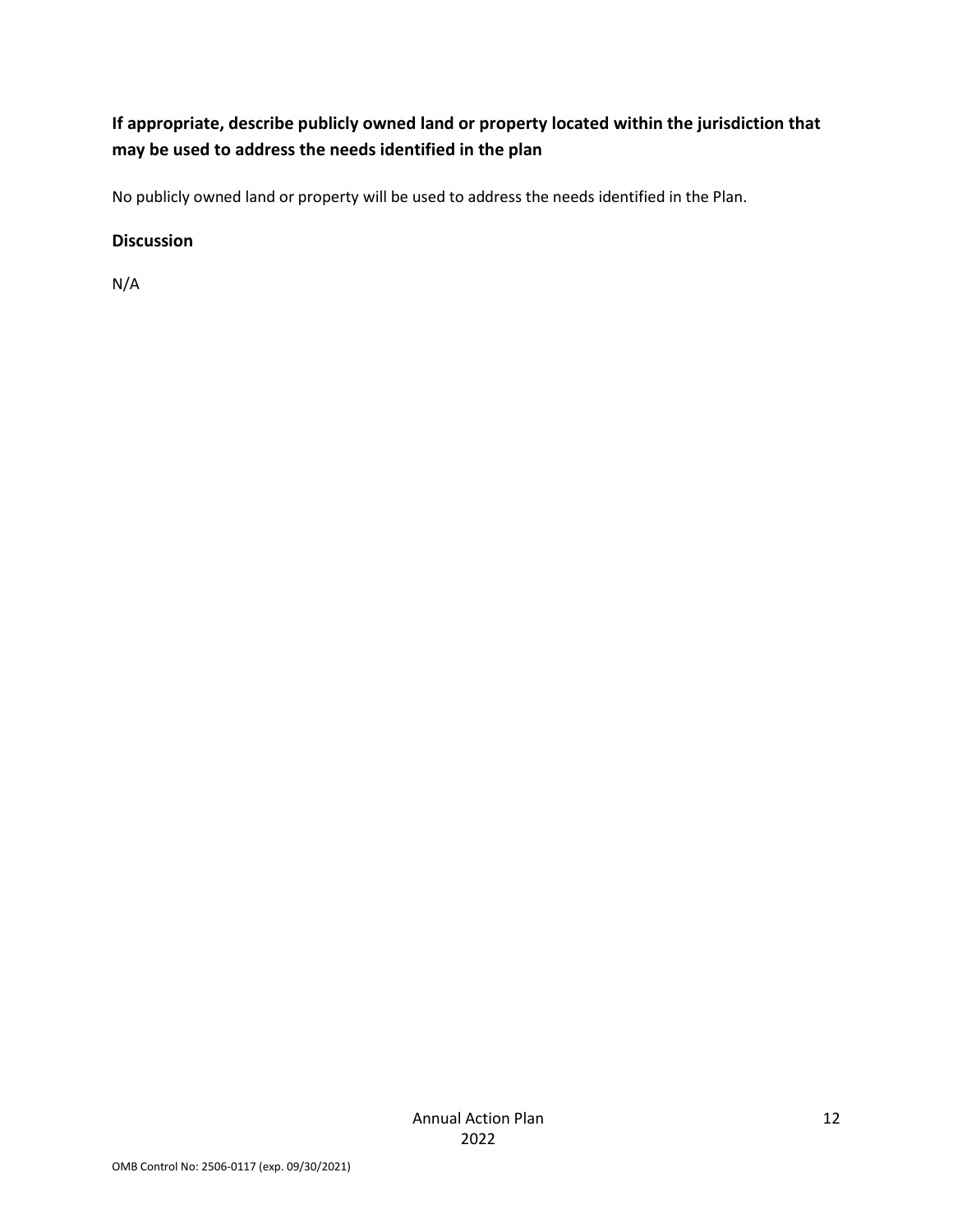### If appropriate, describe publicly owned land or property located within the jurisdiction that may be used to address the needs identified in the plan

No publicly owned land or property will be used to address the needs identified in the Plan.

### Discussion

N/A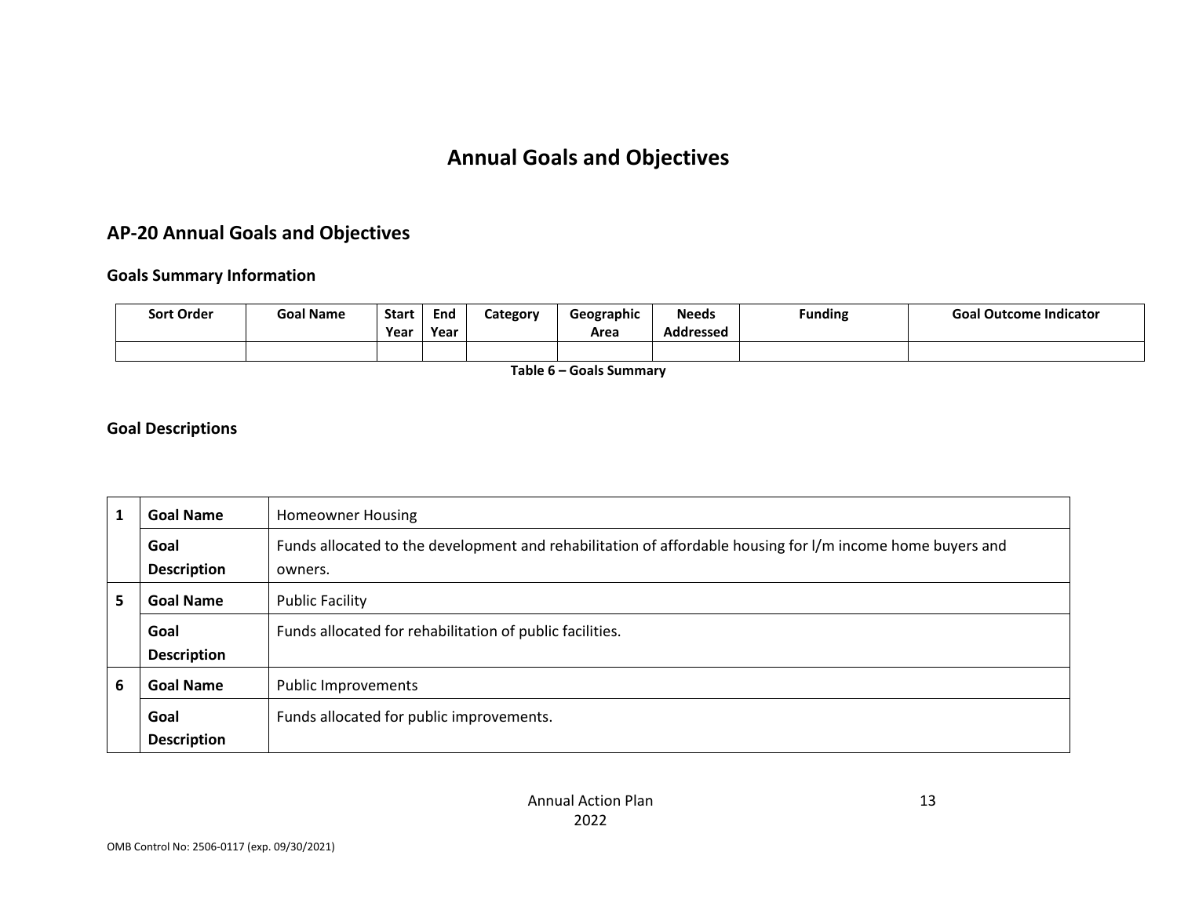# Annual Goals and Objectives

## AP-20 Annual Goals and Objectives

### Goals Summary Information

| Sort Order | Goal Name | Start Year | End Year | Category | Geographic Area | Needs Addressed | Funding | Goal Outcome Indicator |
|---|---|---|---|---|---|---|---|---|
| | | | | | | | | |

**Table 6 – Goals Summary**

### Goal Descriptions

| | | |
|---|---|---|
| 1 | **Goal Name** | Homeowner Housing |
| | **Goal Description** | Funds allocated to the development and rehabilitation of affordable housing for l/m income home buyers and owners. |
| 5 | **Goal Name** | Public Facility |
| | **Goal Description** | Funds allocated for rehabilitation of public facilities. |
| 6 | **Goal Name** | Public Improvements |
| | **Goal Description** | Funds allocated for public improvements. |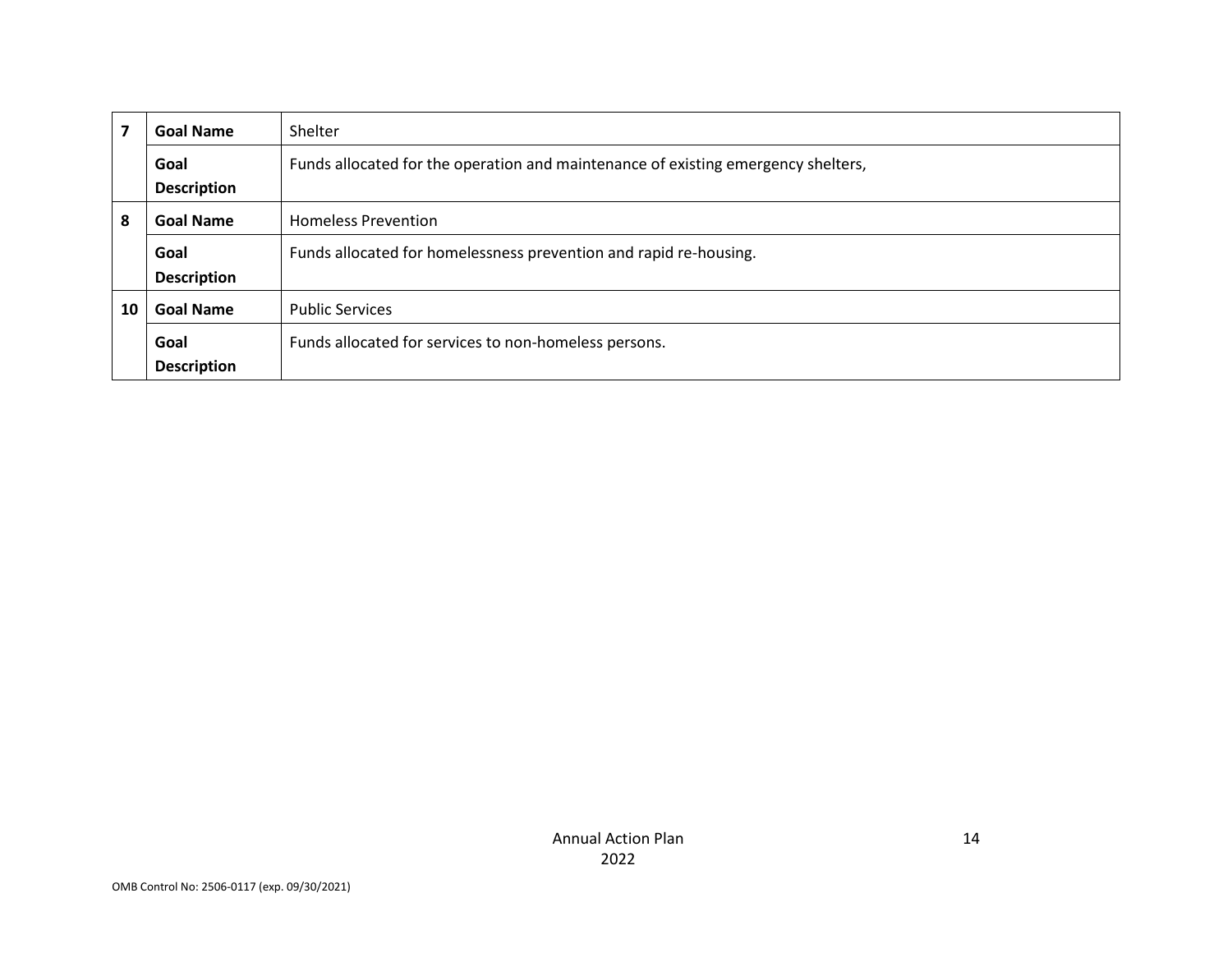| | | |
|---|---|---|
| 7 | **Goal Name** | Shelter |
| | **Goal Description** | Funds allocated for the operation and maintenance of existing emergency shelters, |
| 8 | **Goal Name** | Homeless Prevention |
| | **Goal Description** | Funds allocated for homelessness prevention and rapid re-housing. |
| 10 | **Goal Name** | Public Services |
| | **Goal Description** | Funds allocated for services to non-homeless persons. |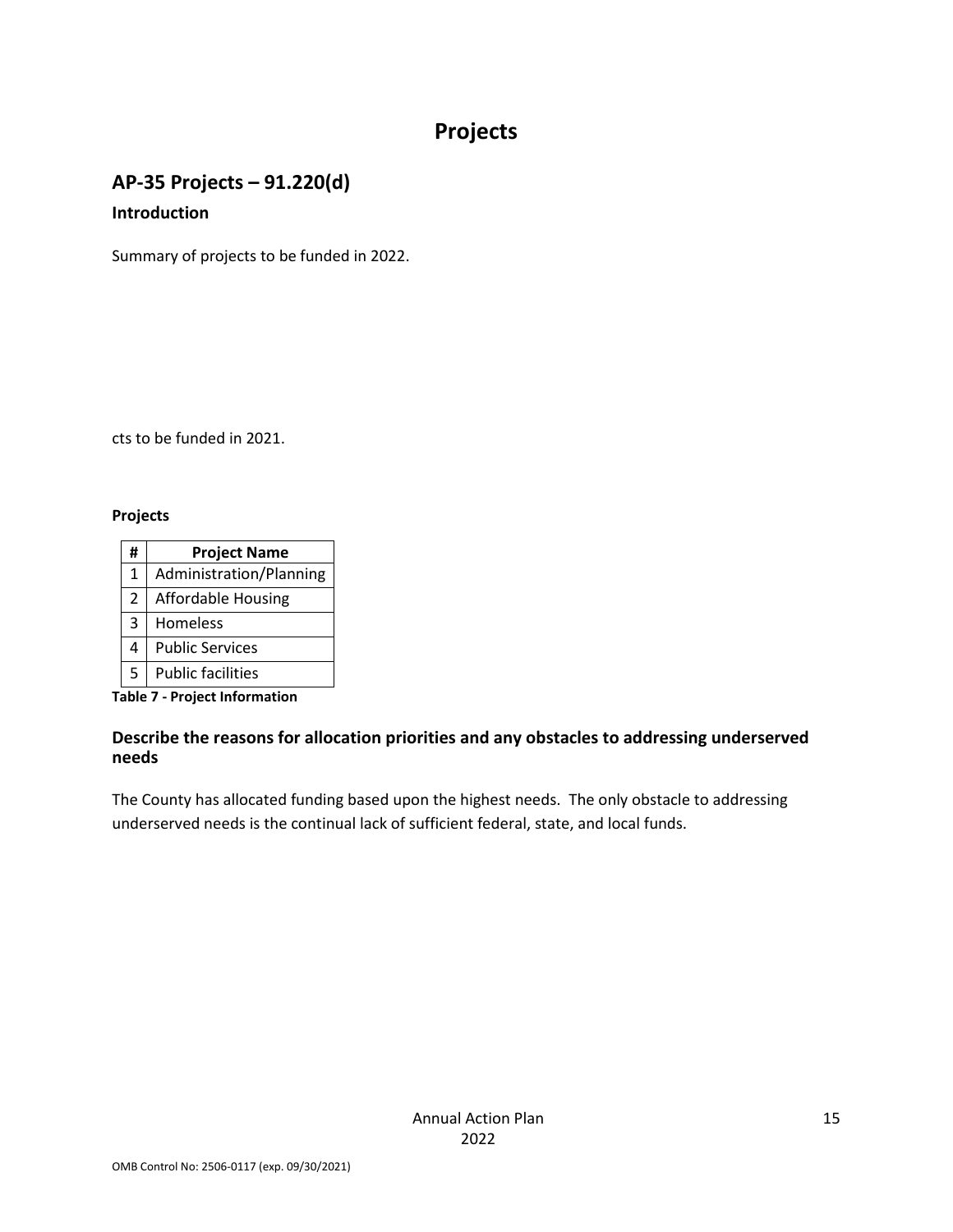# Projects

## AP-35 Projects – 91.220(d)

### Introduction

Summary of projects to be funded in 2022.

cts to be funded in 2021.

**Projects**

| # | Project Name |
|---|---|
| 1 | Administration/Planning |
| 2 | Affordable Housing |
| 3 | Homeless |
| 4 | Public Services |
| 5 | Public facilities |

**Table 7 - Project Information**

### Describe the reasons for allocation priorities and any obstacles to addressing underserved needs

The County has allocated funding based upon the highest needs. The only obstacle to addressing underserved needs is the continual lack of sufficient federal, state, and local funds.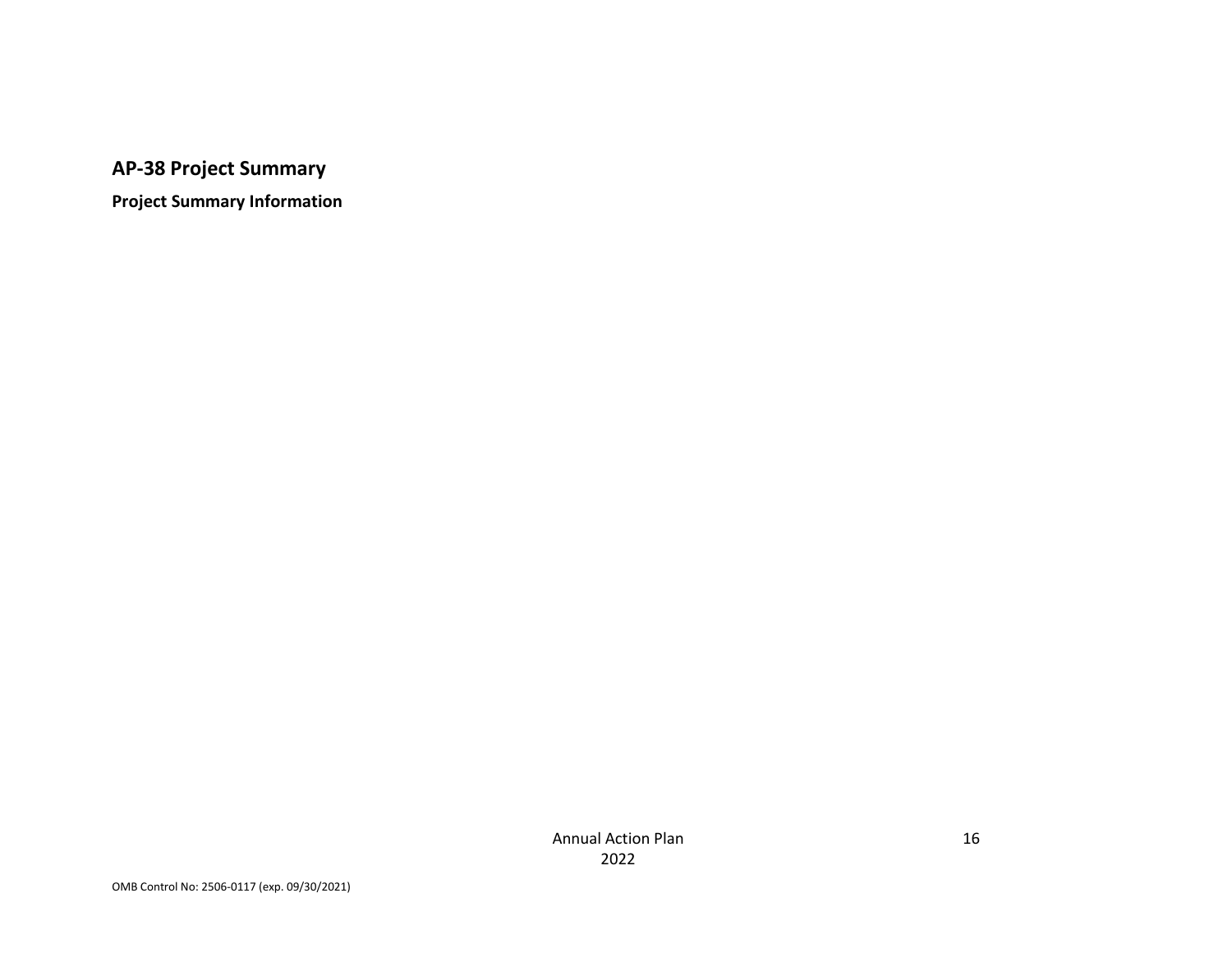## AP-38 Project Summary

**Project Summary Information**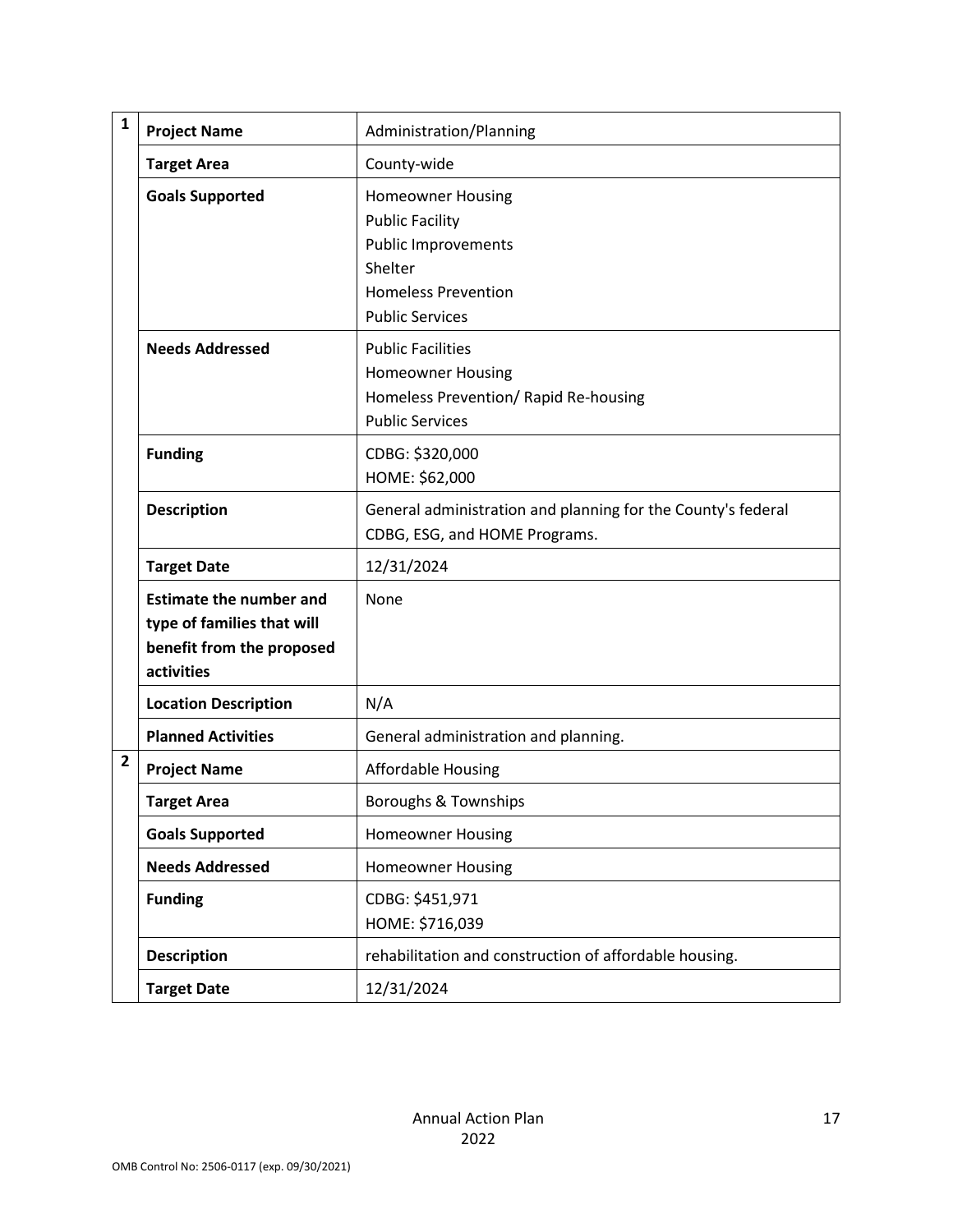| # | Field | Details |
|---|---|---|
| 1 | **Project Name** | Administration/Planning |
| | **Target Area** | County-wide |
| | **Goals Supported** | Homeowner Housing<br>Public Facility<br>Public Improvements<br>Shelter<br>Homeless Prevention<br>Public Services |
| | **Needs Addressed** | Public Facilities<br>Homeowner Housing<br>Homeless Prevention/ Rapid Re-housing<br>Public Services |
| | **Funding** | CDBG: $320,000<br>HOME: $62,000 |
| | **Description** | General administration and planning for the County's federal CDBG, ESG, and HOME Programs. |
| | **Target Date** | 12/31/2024 |
| | **Estimate the number and type of families that will benefit from the proposed activities** | None |
| | **Location Description** | N/A |
| | **Planned Activities** | General administration and planning. |
| 2 | **Project Name** | Affordable Housing |
| | **Target Area** | Boroughs & Townships |
| | **Goals Supported** | Homeowner Housing |
| | **Needs Addressed** | Homeowner Housing |
| | **Funding** | CDBG: $451,971<br>HOME: $716,039 |
| | **Description** | rehabilitation and construction of affordable housing. |
| | **Target Date** | 12/31/2024 |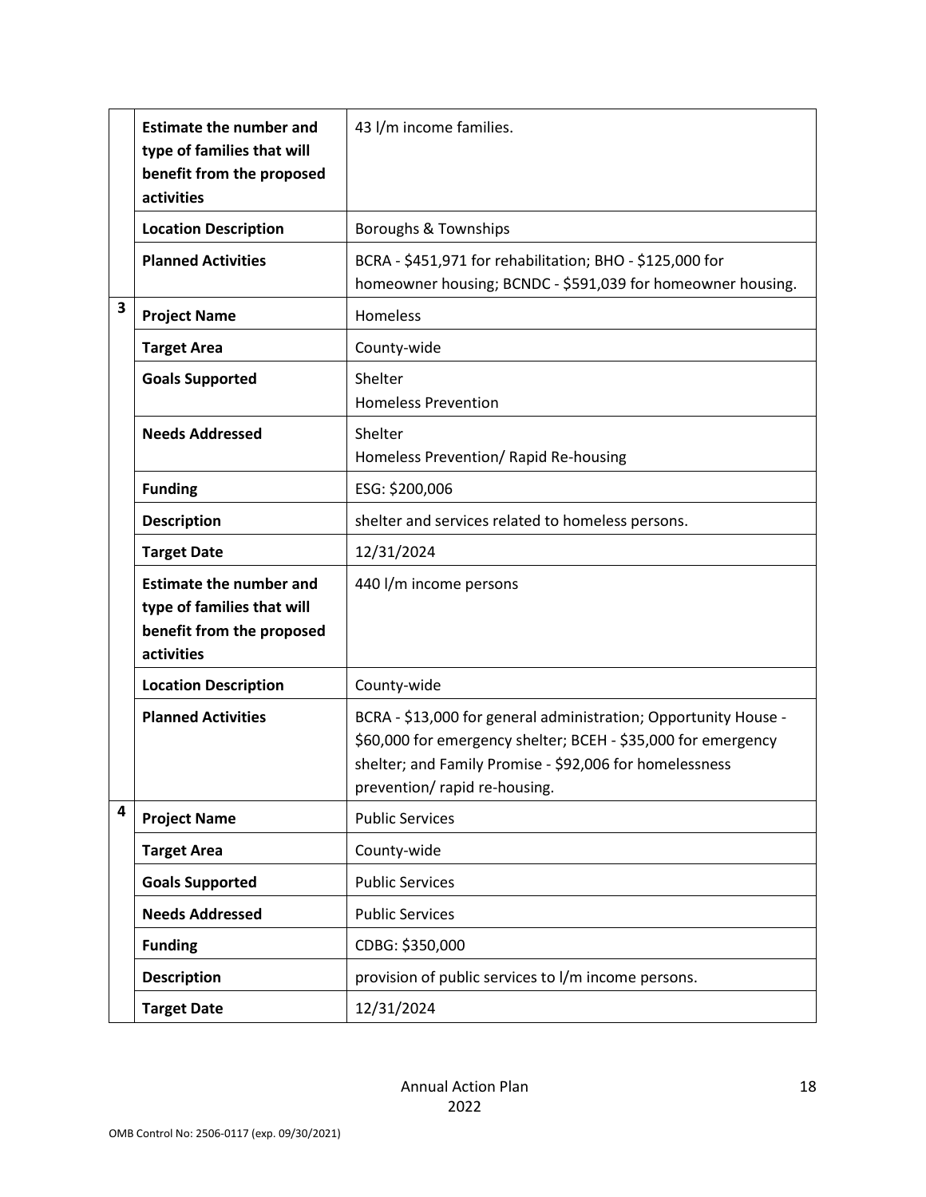| | | |
|---|---|---|
| | **Estimate the number and type of families that will benefit from the proposed activities** | 43 l/m income families. |
| | **Location Description** | Boroughs & Townships |
| | **Planned Activities** | BCRA - $451,971 for rehabilitation; BHO - $125,000 for homeowner housing; BCNDC - $591,039 for homeowner housing. |
| **3** | **Project Name** | Homeless |
| | **Target Area** | County-wide |
| | **Goals Supported** | Shelter<br>Homeless Prevention |
| | **Needs Addressed** | Shelter<br>Homeless Prevention/ Rapid Re-housing |
| | **Funding** | ESG: $200,006 |
| | **Description** | shelter and services related to homeless persons. |
| | **Target Date** | 12/31/2024 |
| | **Estimate the number and type of families that will benefit from the proposed activities** | 440 l/m income persons |
| | **Location Description** | County-wide |
| | **Planned Activities** | BCRA - $13,000 for general administration; Opportunity House - $60,000 for emergency shelter; BCEH - $35,000 for emergency shelter; and Family Promise - $92,006 for homelessness prevention/ rapid re-housing. |
| **4** | **Project Name** | Public Services |
| | **Target Area** | County-wide |
| | **Goals Supported** | Public Services |
| | **Needs Addressed** | Public Services |
| | **Funding** | CDBG: $350,000 |
| | **Description** | provision of public services to l/m income persons. |
| | **Target Date** | 12/31/2024 |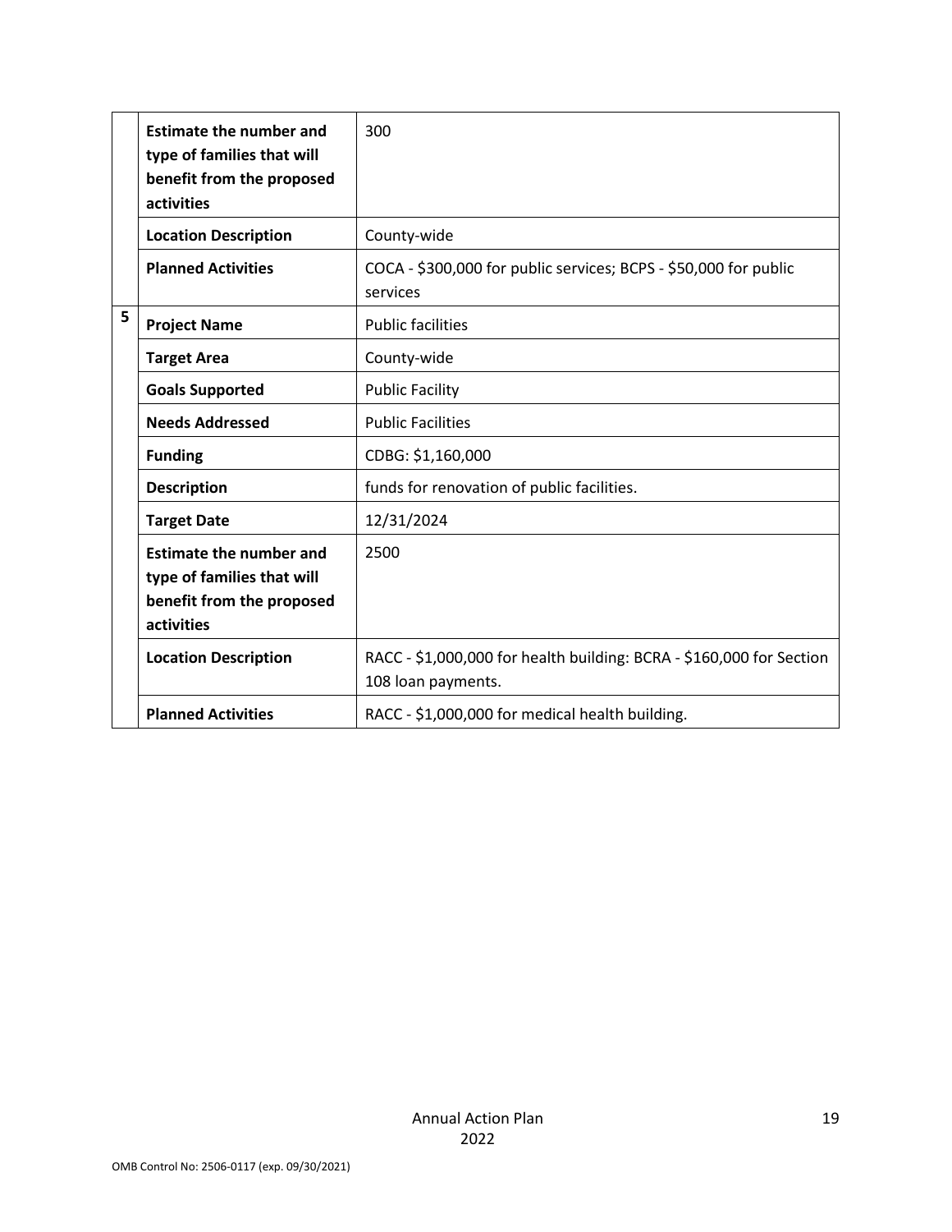| | | |
|---|---|---|
| | **Estimate the number and type of families that will benefit from the proposed activities** | 300 |
| | **Location Description** | County-wide |
| | **Planned Activities** | COCA - $300,000 for public services; BCPS - $50,000 for public services |
| **5** | **Project Name** | Public facilities |
| | **Target Area** | County-wide |
| | **Goals Supported** | Public Facility |
| | **Needs Addressed** | Public Facilities |
| | **Funding** | CDBG: $1,160,000 |
| | **Description** | funds for renovation of public facilities. |
| | **Target Date** | 12/31/2024 |
| | **Estimate the number and type of families that will benefit from the proposed activities** | 2500 |
| | **Location Description** | RACC - $1,000,000 for health building: BCRA - $160,000 for Section 108 loan payments. |
| | **Planned Activities** | RACC - $1,000,000 for medical health building. |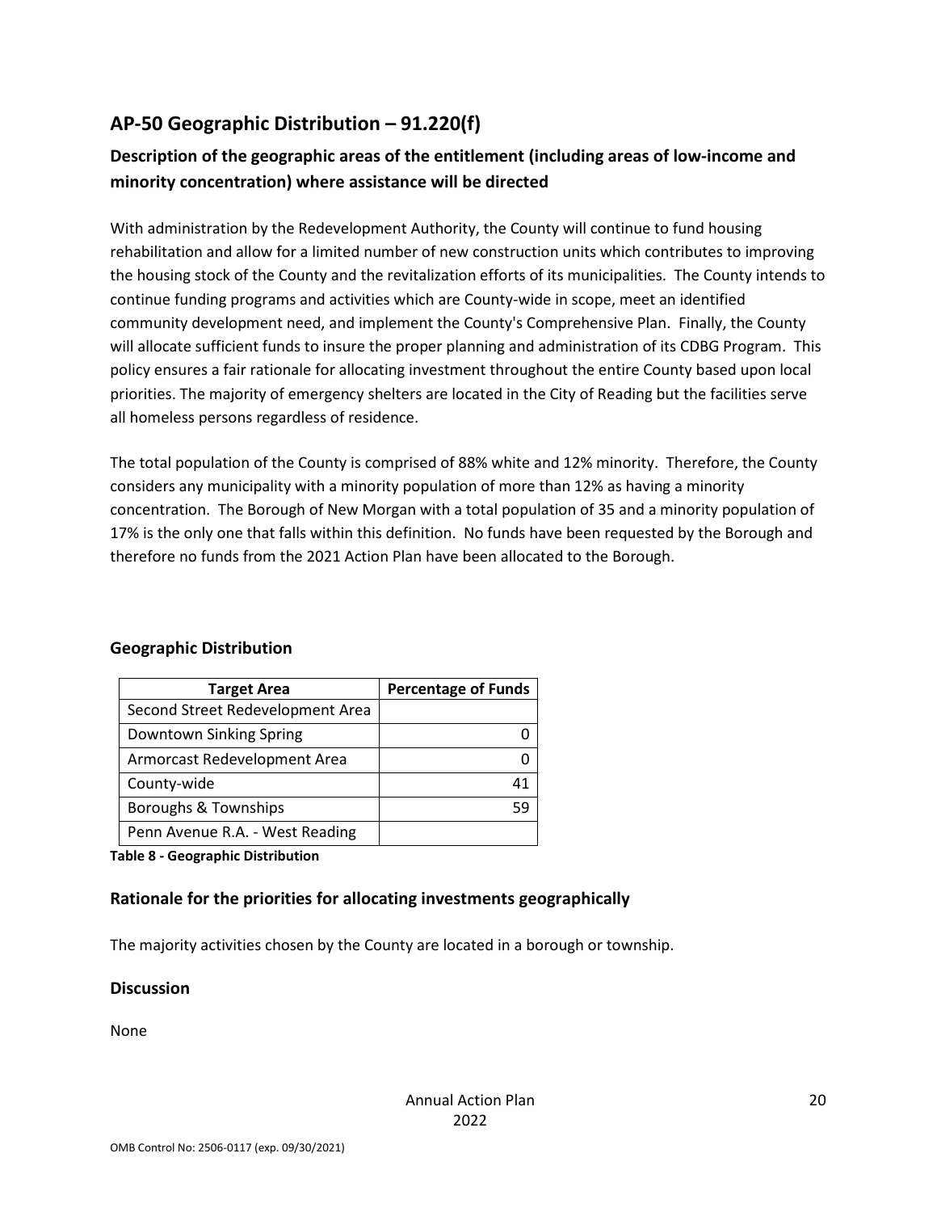## AP-50 Geographic Distribution – 91.220(f)

### Description of the geographic areas of the entitlement (including areas of low-income and minority concentration) where assistance will be directed

With administration by the Redevelopment Authority, the County will continue to fund housing rehabilitation and allow for a limited number of new construction units which contributes to improving the housing stock of the County and the revitalization efforts of its municipalities. The County intends to continue funding programs and activities which are County-wide in scope, meet an identified community development need, and implement the County's Comprehensive Plan. Finally, the County will allocate sufficient funds to insure the proper planning and administration of its CDBG Program. This policy ensures a fair rationale for allocating investment throughout the entire County based upon local priorities. The majority of emergency shelters are located in the City of Reading but the facilities serve all homeless persons regardless of residence.

The total population of the County is comprised of 88% white and 12% minority. Therefore, the County considers any municipality with a minority population of more than 12% as having a minority concentration. The Borough of New Morgan with a total population of 35 and a minority population of 17% is the only one that falls within this definition. No funds have been requested by the Borough and therefore no funds from the 2021 Action Plan have been allocated to the Borough.

### Geographic Distribution

| Target Area | Percentage of Funds |
|---|---|
| Second Street Redevelopment Area | |
| Downtown Sinking Spring | 0 |
| Armorcast Redevelopment Area | 0 |
| County-wide | 41 |
| Boroughs & Townships | 59 |
| Penn Avenue R.A. - West Reading | |

**Table 8 - Geographic Distribution**

### Rationale for the priorities for allocating investments geographically

The majority activities chosen by the County are located in a borough or township.

### Discussion

None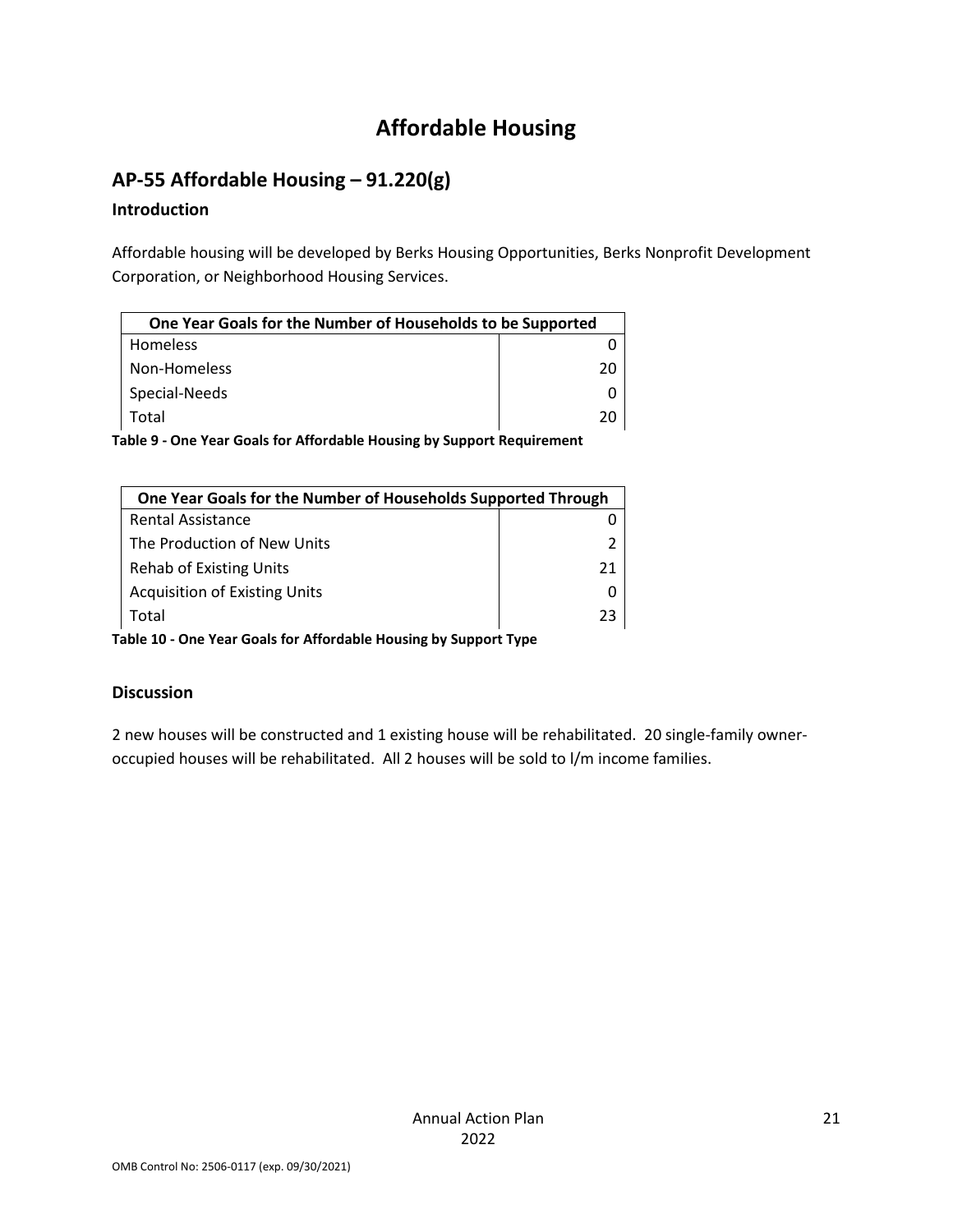# Affordable Housing

## AP-55 Affordable Housing – 91.220(g)

### Introduction

Affordable housing will be developed by Berks Housing Opportunities, Berks Nonprofit Development Corporation, or Neighborhood Housing Services.

| One Year Goals for the Number of Households to be Supported | |
|---|---|
| Homeless | 0 |
| Non-Homeless | 20 |
| Special-Needs | 0 |
| Total | 20 |

**Table 9 - One Year Goals for Affordable Housing by Support Requirement**

| One Year Goals for the Number of Households Supported Through | |
|---|---|
| Rental Assistance | 0 |
| The Production of New Units | 2 |
| Rehab of Existing Units | 21 |
| Acquisition of Existing Units | 0 |
| Total | 23 |

**Table 10 - One Year Goals for Affordable Housing by Support Type**

### Discussion

2 new houses will be constructed and 1 existing house will be rehabilitated. 20 single-family owner-occupied houses will be rehabilitated. All 2 houses will be sold to l/m income families.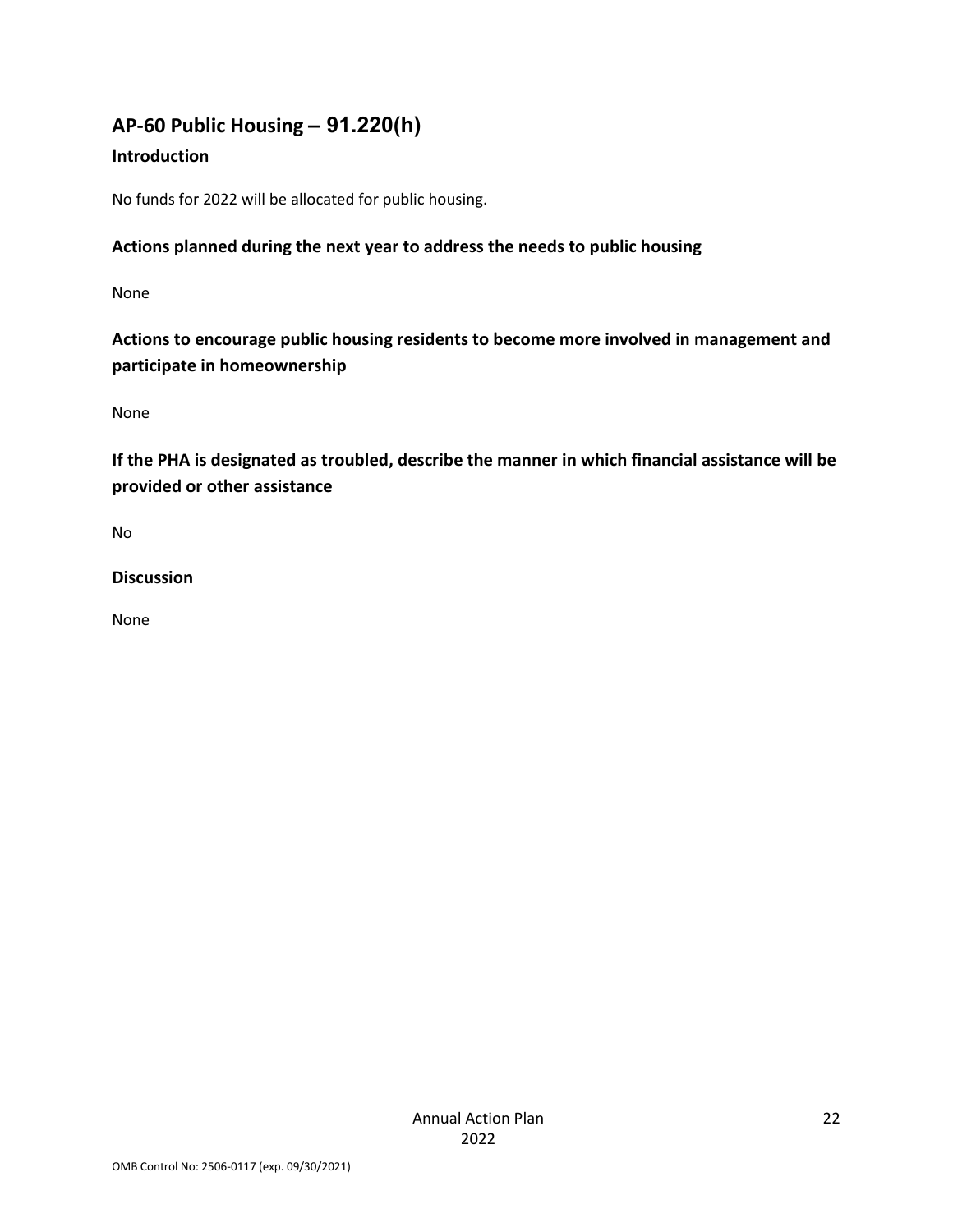## AP-60 Public Housing – 91.220(h)

### Introduction

No funds for 2022 will be allocated for public housing.

### Actions planned during the next year to address the needs to public housing

None

### Actions to encourage public housing residents to become more involved in management and participate in homeownership

None

### If the PHA is designated as troubled, describe the manner in which financial assistance will be provided or other assistance

No

### Discussion

None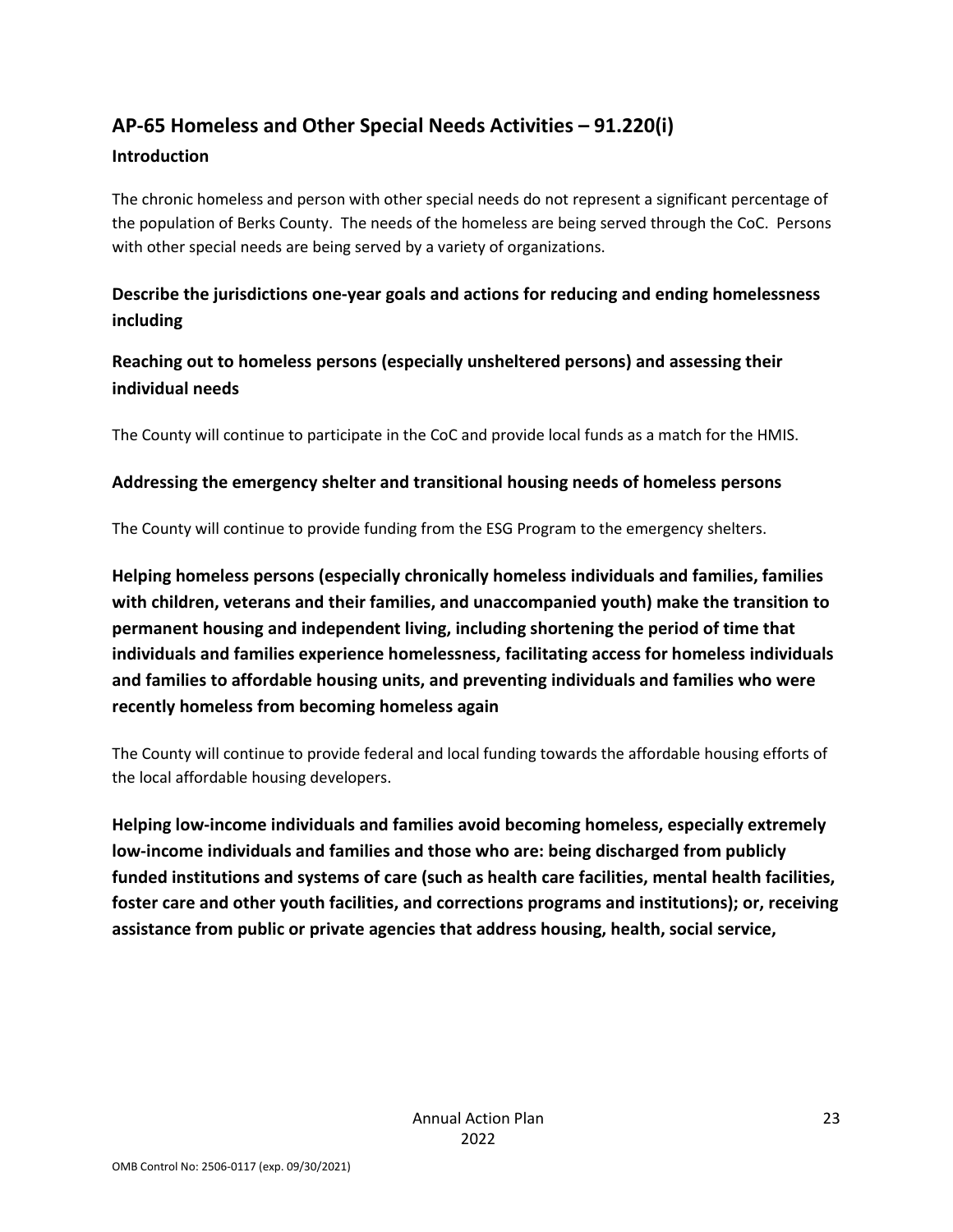## AP-65 Homeless and Other Special Needs Activities – 91.220(i)

### Introduction

The chronic homeless and person with other special needs do not represent a significant percentage of the population of Berks County. The needs of the homeless are being served through the CoC. Persons with other special needs are being served by a variety of organizations.

### Describe the jurisdictions one-year goals and actions for reducing and ending homelessness including

### Reaching out to homeless persons (especially unsheltered persons) and assessing their individual needs

The County will continue to participate in the CoC and provide local funds as a match for the HMIS.

### Addressing the emergency shelter and transitional housing needs of homeless persons

The County will continue to provide funding from the ESG Program to the emergency shelters.

### Helping homeless persons (especially chronically homeless individuals and families, families with children, veterans and their families, and unaccompanied youth) make the transition to permanent housing and independent living, including shortening the period of time that individuals and families experience homelessness, facilitating access for homeless individuals and families to affordable housing units, and preventing individuals and families who were recently homeless from becoming homeless again

The County will continue to provide federal and local funding towards the affordable housing efforts of the local affordable housing developers.

### Helping low-income individuals and families avoid becoming homeless, especially extremely low-income individuals and families and those who are: being discharged from publicly funded institutions and systems of care (such as health care facilities, mental health facilities, foster care and other youth facilities, and corrections programs and institutions); or, receiving assistance from public or private agencies that address housing, health, social service,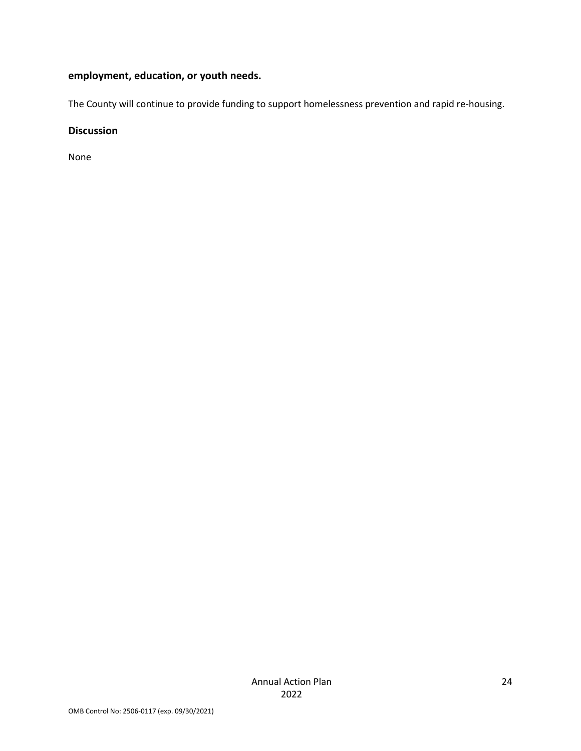**employment, education, or youth needs.**

The County will continue to provide funding to support homelessness prevention and rapid re-housing.

### Discussion

None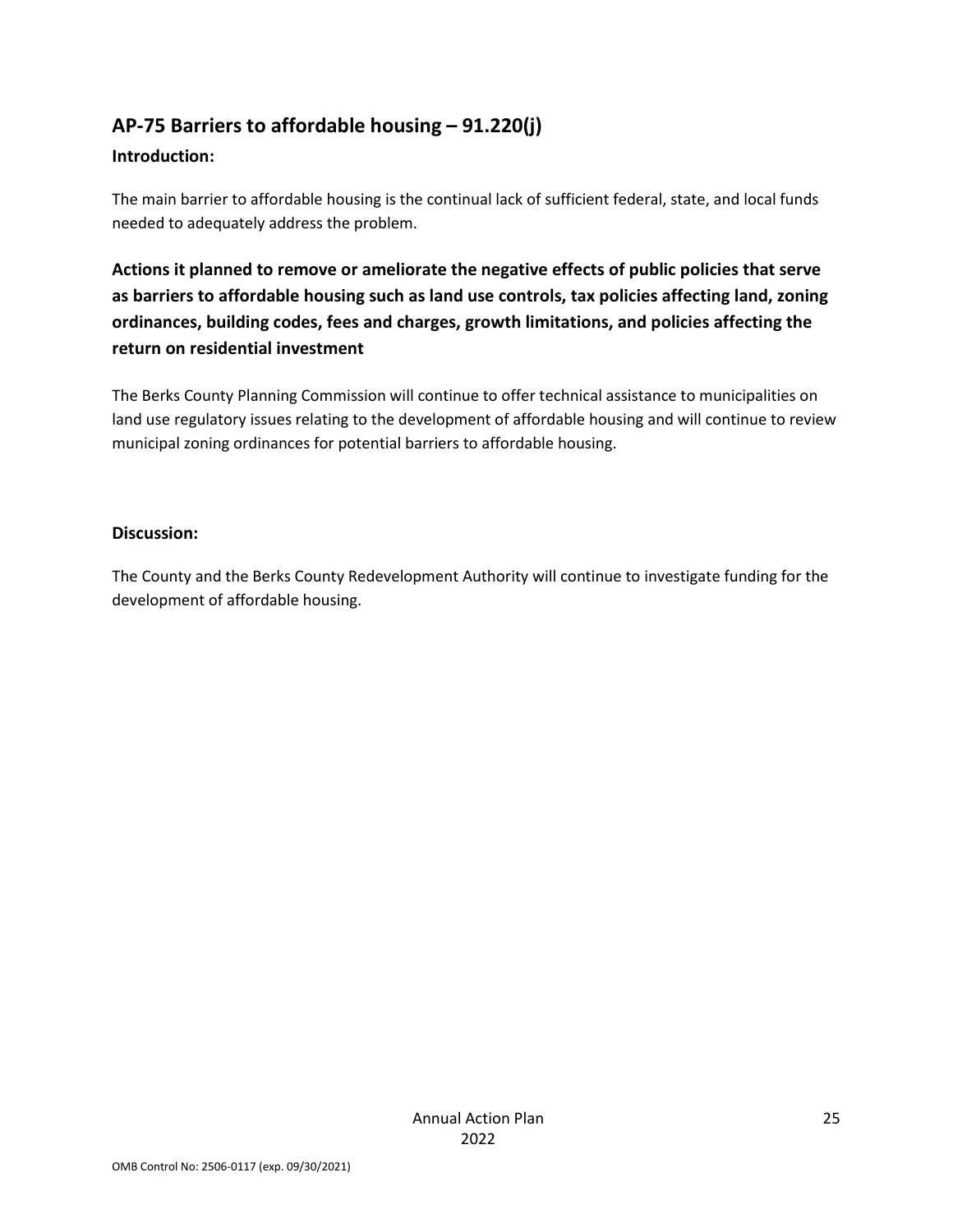## AP-75 Barriers to affordable housing – 91.220(j)

### Introduction:

The main barrier to affordable housing is the continual lack of sufficient federal, state, and local funds needed to adequately address the problem.

### Actions it planned to remove or ameliorate the negative effects of public policies that serve as barriers to affordable housing such as land use controls, tax policies affecting land, zoning ordinances, building codes, fees and charges, growth limitations, and policies affecting the return on residential investment

The Berks County Planning Commission will continue to offer technical assistance to municipalities on land use regulatory issues relating to the development of affordable housing and will continue to review municipal zoning ordinances for potential barriers to affordable housing.

### Discussion:

The County and the Berks County Redevelopment Authority will continue to investigate funding for the development of affordable housing.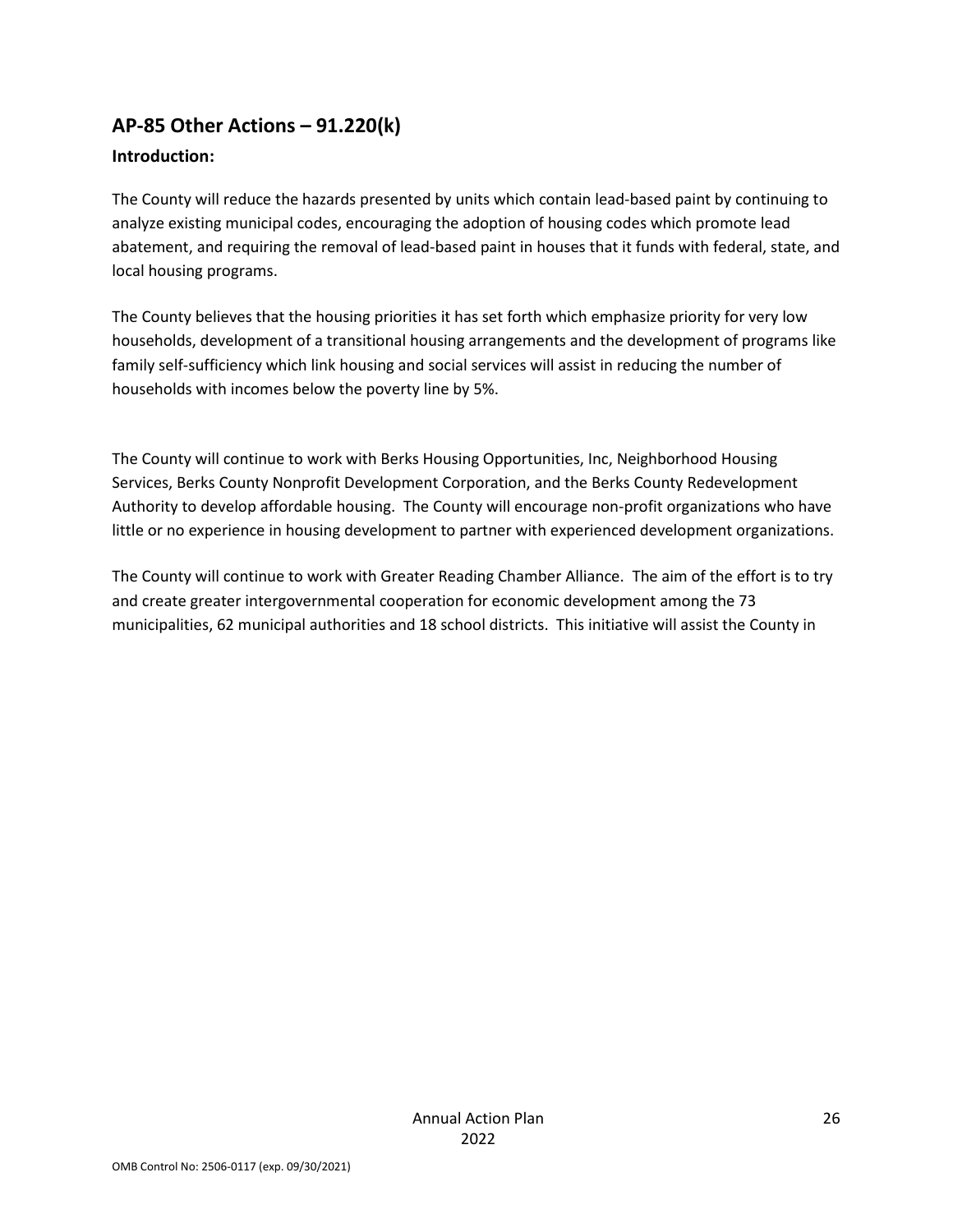## AP-85 Other Actions – 91.220(k)

### Introduction:

The County will reduce the hazards presented by units which contain lead-based paint by continuing to analyze existing municipal codes, encouraging the adoption of housing codes which promote lead abatement, and requiring the removal of lead-based paint in houses that it funds with federal, state, and local housing programs.

The County believes that the housing priorities it has set forth which emphasize priority for very low households, development of a transitional housing arrangements and the development of programs like family self-sufficiency which link housing and social services will assist in reducing the number of households with incomes below the poverty line by 5%.

The County will continue to work with Berks Housing Opportunities, Inc, Neighborhood Housing Services, Berks County Nonprofit Development Corporation, and the Berks County Redevelopment Authority to develop affordable housing. The County will encourage non-profit organizations who have little or no experience in housing development to partner with experienced development organizations.

The County will continue to work with Greater Reading Chamber Alliance. The aim of the effort is to try and create greater intergovernmental cooperation for economic development among the 73 municipalities, 62 municipal authorities and 18 school districts. This initiative will assist the County in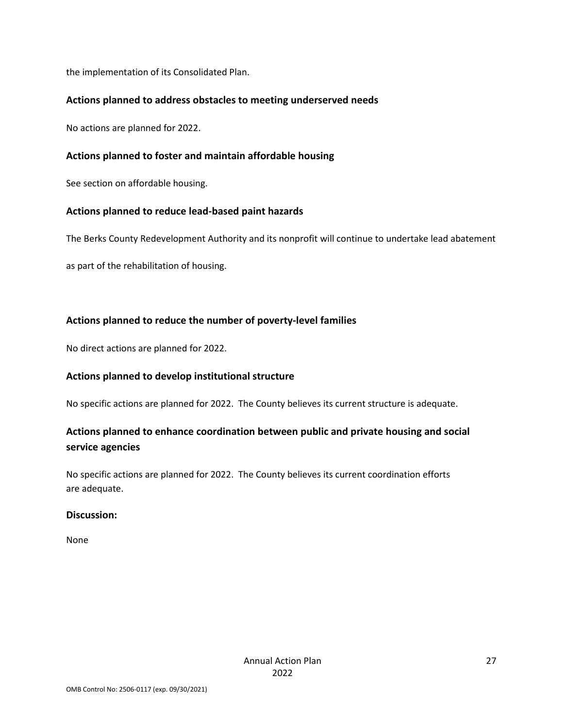the implementation of its Consolidated Plan.

## Actions planned to address obstacles to meeting underserved needs

No actions are planned for 2022.

## Actions planned to foster and maintain affordable housing

See section on affordable housing.

## Actions planned to reduce lead-based paint hazards

The Berks County Redevelopment Authority and its nonprofit will continue to undertake lead abatement as part of the rehabilitation of housing.

## Actions planned to reduce the number of poverty-level families

No direct actions are planned for 2022.

## Actions planned to develop institutional structure

No specific actions are planned for 2022. The County believes its current structure is adequate.

## Actions planned to enhance coordination between public and private housing and social service agencies

No specific actions are planned for 2022. The County believes its current coordination efforts are adequate.

## Discussion:

None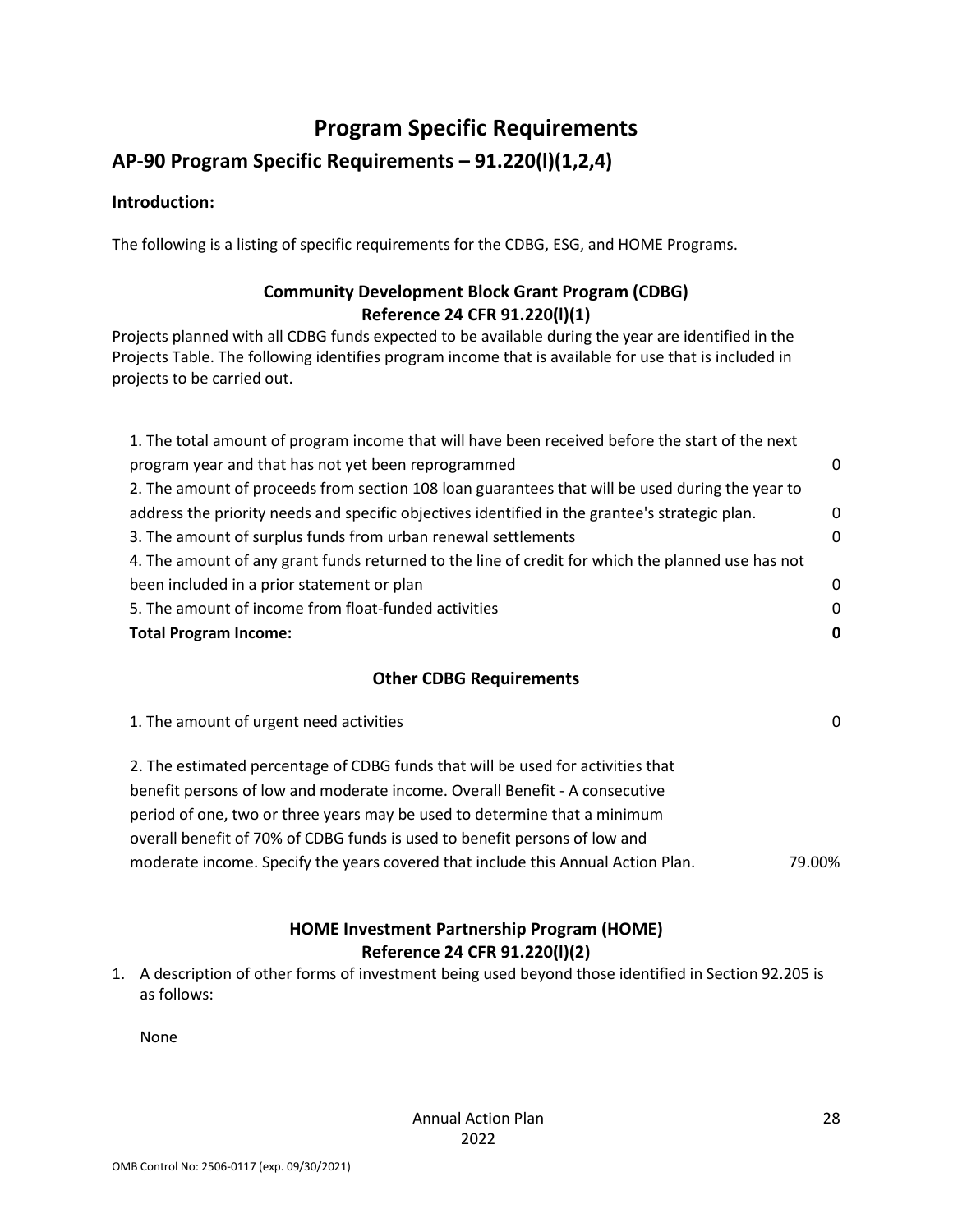# Program Specific Requirements

## AP-90 Program Specific Requirements – 91.220(l)(1,2,4)

**Introduction:**

The following is a listing of specific requirements for the CDBG, ESG, and HOME Programs.

### Community Development Block Grant Program (CDBG)
### Reference 24 CFR 91.220(l)(1)

Projects planned with all CDBG funds expected to be available during the year are identified in the Projects Table. The following identifies program income that is available for use that is included in projects to be carried out.

| | |
|---|---|
| 1. The total amount of program income that will have been received before the start of the next program year and that has not yet been reprogrammed | 0 |
| 2. The amount of proceeds from section 108 loan guarantees that will be used during the year to address the priority needs and specific objectives identified in the grantee's strategic plan. | 0 |
| 3. The amount of surplus funds from urban renewal settlements | 0 |
| 4. The amount of any grant funds returned to the line of credit for which the planned use has not been included in a prior statement or plan | 0 |
| 5. The amount of income from float-funded activities | 0 |
| **Total Program Income:** | **0** |

### Other CDBG Requirements

| | |
|---|---|
| 1. The amount of urgent need activities | 0 |
| 2. The estimated percentage of CDBG funds that will be used for activities that benefit persons of low and moderate income. Overall Benefit - A consecutive period of one, two or three years may be used to determine that a minimum overall benefit of 70% of CDBG funds is used to benefit persons of low and moderate income. Specify the years covered that include this Annual Action Plan. | 79.00% |

### HOME Investment Partnership Program (HOME)
### Reference 24 CFR 91.220(l)(2)

1. A description of other forms of investment being used beyond those identified in Section 92.205 is as follows:

   None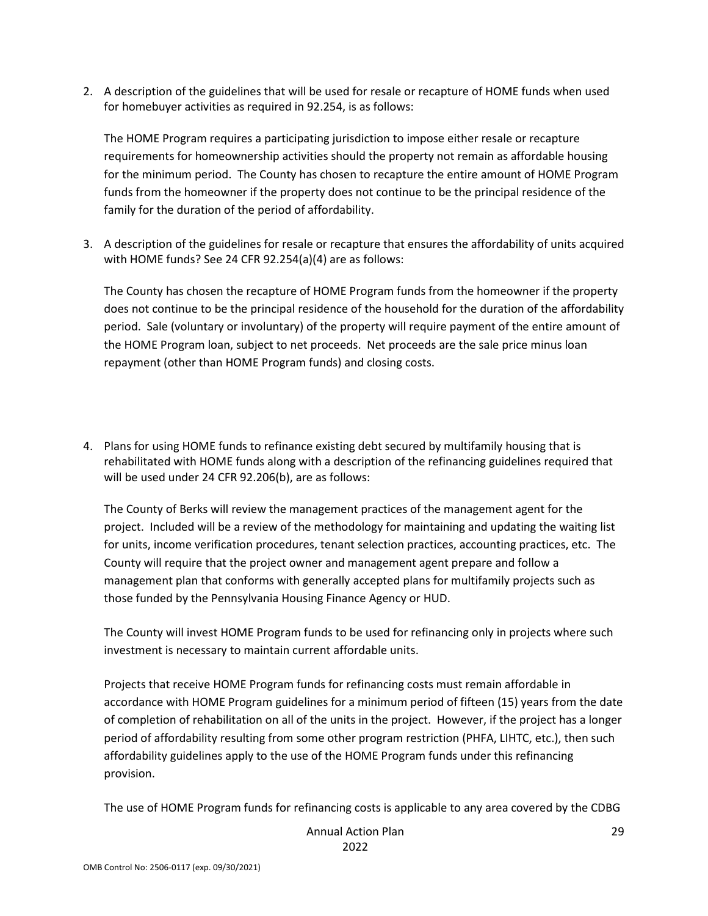2. A description of the guidelines that will be used for resale or recapture of HOME funds when used for homebuyer activities as required in 92.254, is as follows:

   The HOME Program requires a participating jurisdiction to impose either resale or recapture requirements for homeownership activities should the property not remain as affordable housing for the minimum period. The County has chosen to recapture the entire amount of HOME Program funds from the homeowner if the property does not continue to be the principal residence of the family for the duration of the period of affordability.

3. A description of the guidelines for resale or recapture that ensures the affordability of units acquired with HOME funds? See 24 CFR 92.254(a)(4) are as follows:

   The County has chosen the recapture of HOME Program funds from the homeowner if the property does not continue to be the principal residence of the household for the duration of the affordability period. Sale (voluntary or involuntary) of the property will require payment of the entire amount of the HOME Program loan, subject to net proceeds. Net proceeds are the sale price minus loan repayment (other than HOME Program funds) and closing costs.

4. Plans for using HOME funds to refinance existing debt secured by multifamily housing that is rehabilitated with HOME funds along with a description of the refinancing guidelines required that will be used under 24 CFR 92.206(b), are as follows:

   The County of Berks will review the management practices of the management agent for the project. Included will be a review of the methodology for maintaining and updating the waiting list for units, income verification procedures, tenant selection practices, accounting practices, etc. The County will require that the project owner and management agent prepare and follow a management plan that conforms with generally accepted plans for multifamily projects such as those funded by the Pennsylvania Housing Finance Agency or HUD.

   The County will invest HOME Program funds to be used for refinancing only in projects where such investment is necessary to maintain current affordable units.

   Projects that receive HOME Program funds for refinancing costs must remain affordable in accordance with HOME Program guidelines for a minimum period of fifteen (15) years from the date of completion of rehabilitation on all of the units in the project. However, if the project has a longer period of affordability resulting from some other program restriction (PHFA, LIHTC, etc.), then such affordability guidelines apply to the use of the HOME Program funds under this refinancing provision.

   The use of HOME Program funds for refinancing costs is applicable to any area covered by the CDBG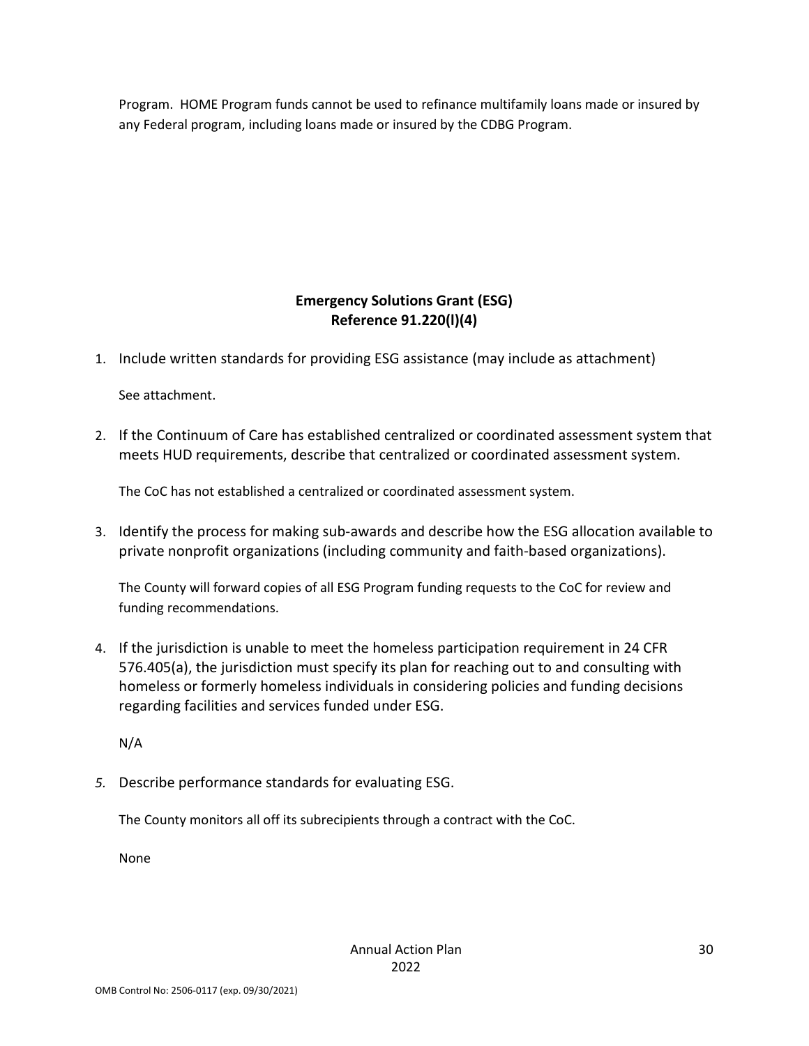Program. HOME Program funds cannot be used to refinance multifamily loans made or insured by any Federal program, including loans made or insured by the CDBG Program.

## Emergency Solutions Grant (ESG)
## Reference 91.220(l)(4)

1. Include written standards for providing ESG assistance (may include as attachment)

   See attachment.

2. If the Continuum of Care has established centralized or coordinated assessment system that meets HUD requirements, describe that centralized or coordinated assessment system.

   The CoC has not established a centralized or coordinated assessment system.

3. Identify the process for making sub-awards and describe how the ESG allocation available to private nonprofit organizations (including community and faith-based organizations).

   The County will forward copies of all ESG Program funding requests to the CoC for review and funding recommendations.

4. If the jurisdiction is unable to meet the homeless participation requirement in 24 CFR 576.405(a), the jurisdiction must specify its plan for reaching out to and consulting with homeless or formerly homeless individuals in considering policies and funding decisions regarding facilities and services funded under ESG.

   N/A

5. Describe performance standards for evaluating ESG.

   The County monitors all off its subrecipients through a contract with the CoC.

   None